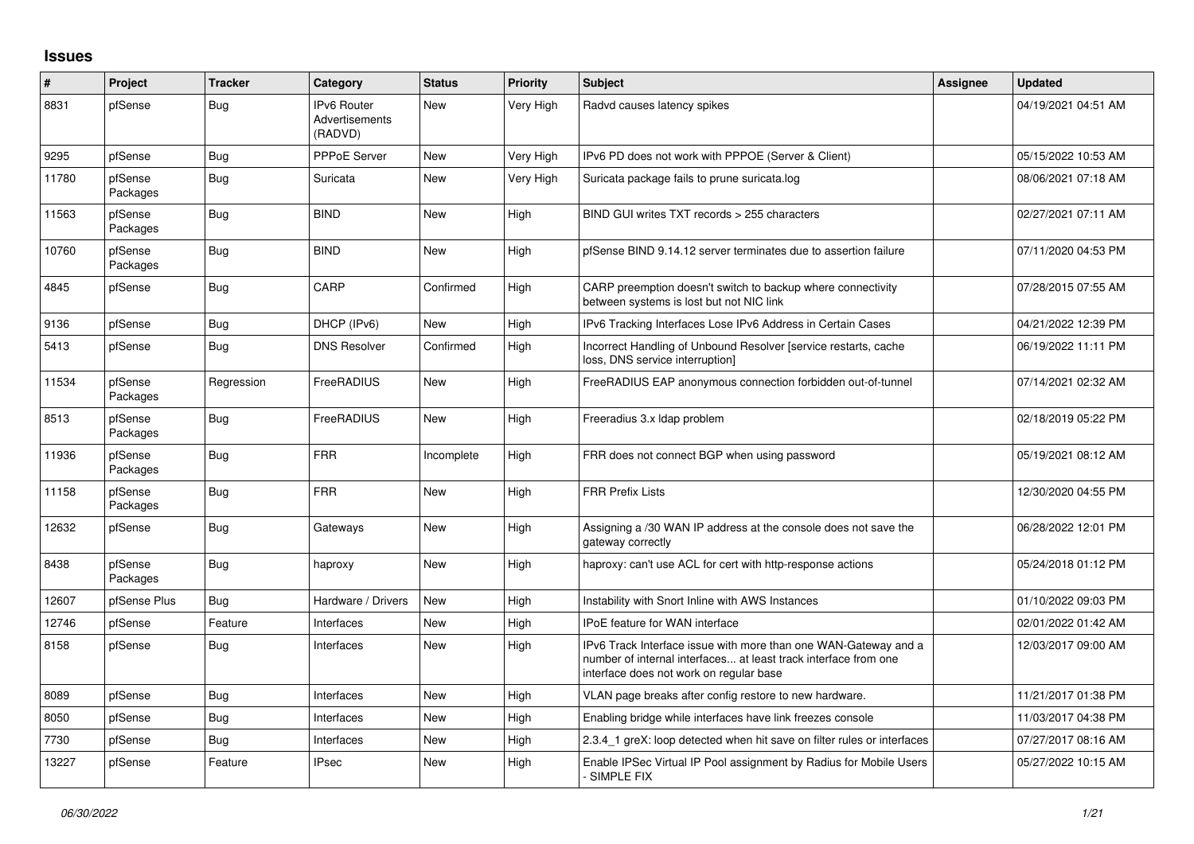# Issues

| # | Project | Tracker | Category | Status | Priority | Subject | Assignee | Updated |
|---|---|---|---|---|---|---|---|---|
| 8831 | pfSense | Bug | IPv6 Router Advertisements (RADVD) | New | Very High | Radvd causes latency spikes | | 04/19/2021 04:51 AM |
| 9295 | pfSense | Bug | PPPoE Server | New | Very High | IPv6 PD does not work with PPPOE (Server & Client) | | 05/15/2022 10:53 AM |
| 11780 | pfSense Packages | Bug | Suricata | New | Very High | Suricata package fails to prune suricata.log | | 08/06/2021 07:18 AM |
| 11563 | pfSense Packages | Bug | BIND | New | High | BIND GUI writes TXT records > 255 characters | | 02/27/2021 07:11 AM |
| 10760 | pfSense Packages | Bug | BIND | New | High | pfSense BIND 9.14.12 server terminates due to assertion failure | | 07/11/2020 04:53 PM |
| 4845 | pfSense | Bug | CARP | Confirmed | High | CARP preemption doesn't switch to backup where connectivity between systems is lost but not NIC link | | 07/28/2015 07:55 AM |
| 9136 | pfSense | Bug | DHCP (IPv6) | New | High | IPv6 Tracking Interfaces Lose IPv6 Address in Certain Cases | | 04/21/2022 12:39 PM |
| 5413 | pfSense | Bug | DNS Resolver | Confirmed | High | Incorrect Handling of Unbound Resolver [service restarts, cache loss, DNS service interruption] | | 06/19/2022 11:11 PM |
| 11534 | pfSense Packages | Regression | FreeRADIUS | New | High | FreeRADIUS EAP anonymous connection forbidden out-of-tunnel | | 07/14/2021 02:32 AM |
| 8513 | pfSense Packages | Bug | FreeRADIUS | New | High | Freeradius 3.x ldap problem | | 02/18/2019 05:22 PM |
| 11936 | pfSense Packages | Bug | FRR | Incomplete | High | FRR does not connect BGP when using password | | 05/19/2021 08:12 AM |
| 11158 | pfSense Packages | Bug | FRR | New | High | FRR Prefix Lists | | 12/30/2020 04:55 PM |
| 12632 | pfSense | Bug | Gateways | New | High | Assigning a /30 WAN IP address at the console does not save the gateway correctly | | 06/28/2022 12:01 PM |
| 8438 | pfSense Packages | Bug | haproxy | New | High | haproxy: can't use ACL for cert with http-response actions | | 05/24/2018 01:12 PM |
| 12607 | pfSense Plus | Bug | Hardware / Drivers | New | High | Instability with Snort Inline with AWS Instances | | 01/10/2022 09:03 PM |
| 12746 | pfSense | Feature | Interfaces | New | High | IPoE feature for WAN interface | | 02/01/2022 01:42 AM |
| 8158 | pfSense | Bug | Interfaces | New | High | IPv6 Track Interface issue with more than one WAN-Gateway and a number of internal interfaces... at least track interface from one interface does not work on regular base | | 12/03/2017 09:00 AM |
| 8089 | pfSense | Bug | Interfaces | New | High | VLAN page breaks after config restore to new hardware. | | 11/21/2017 01:38 PM |
| 8050 | pfSense | Bug | Interfaces | New | High | Enabling bridge while interfaces have link freezes console | | 11/03/2017 04:38 PM |
| 7730 | pfSense | Bug | Interfaces | New | High | 2.3.4_1 greX: loop detected when hit save on filter rules or interfaces | | 07/27/2017 08:16 AM |
| 13227 | pfSense | Feature | IPsec | New | High | Enable IPSec Virtual IP Pool assignment by Radius for Mobile Users - SIMPLE FIX | | 05/27/2022 10:15 AM |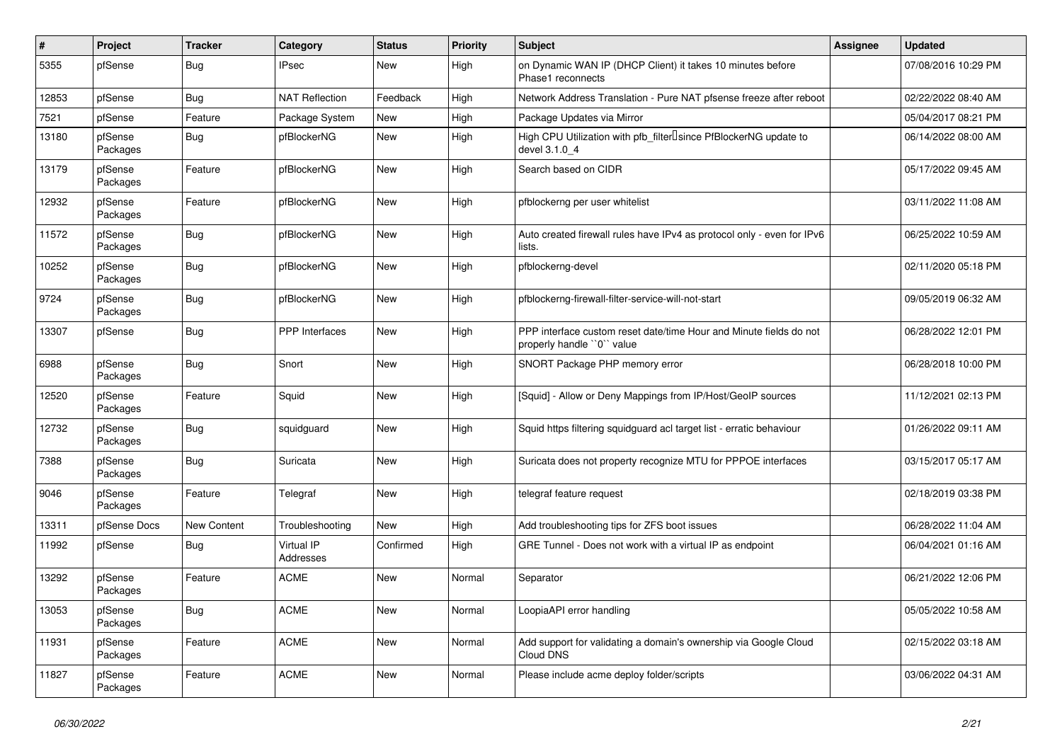| # | Project | Tracker | Category | Status | Priority | Subject | Assignee | Updated |
|---|---|---|---|---|---|---|---|---|
| 5355 | pfSense | Bug | IPsec | New | High | on Dynamic WAN IP (DHCP Client) it takes 10 minutes before Phase1 reconnects | | 07/08/2016 10:29 PM |
| 12853 | pfSense | Bug | NAT Reflection | Feedback | High | Network Address Translation - Pure NAT pfsense freeze after reboot | | 02/22/2022 08:40 AM |
| 7521 | pfSense | Feature | Package System | New | High | Package Updates via Mirror | | 05/04/2017 08:21 PM |
| 13180 | pfSense Packages | Bug | pfBlockerNG | New | High | High CPU Utilization with pfb_filter since PfBlockerNG update to devel 3.1.0_4 | | 06/14/2022 08:00 AM |
| 13179 | pfSense Packages | Feature | pfBlockerNG | New | High | Search based on CIDR | | 05/17/2022 09:45 AM |
| 12932 | pfSense Packages | Feature | pfBlockerNG | New | High | pfblockerng per user whitelist | | 03/11/2022 11:08 AM |
| 11572 | pfSense Packages | Bug | pfBlockerNG | New | High | Auto created firewall rules have IPv4 as protocol only - even for IPv6 lists. | | 06/25/2022 10:59 AM |
| 10252 | pfSense Packages | Bug | pfBlockerNG | New | High | pfblockerng-devel | | 02/11/2020 05:18 PM |
| 9724 | pfSense Packages | Bug | pfBlockerNG | New | High | pfblockerng-firewall-filter-service-will-not-start | | 09/05/2019 06:32 AM |
| 13307 | pfSense | Bug | PPP Interfaces | New | High | PPP interface custom reset date/time Hour and Minute fields do not properly handle ``0`` value | | 06/28/2022 12:01 PM |
| 6988 | pfSense Packages | Bug | Snort | New | High | SNORT Package PHP memory error | | 06/28/2018 10:00 PM |
| 12520 | pfSense Packages | Feature | Squid | New | High | [Squid] - Allow or Deny Mappings from IP/Host/GeoIP sources | | 11/12/2021 02:13 PM |
| 12732 | pfSense Packages | Bug | squidguard | New | High | Squid https filtering squidguard acl target list - erratic behaviour | | 01/26/2022 09:11 AM |
| 7388 | pfSense Packages | Bug | Suricata | New | High | Suricata does not property recognize MTU for PPPOE interfaces | | 03/15/2017 05:17 AM |
| 9046 | pfSense Packages | Feature | Telegraf | New | High | telegraf feature request | | 02/18/2019 03:38 PM |
| 13311 | pfSense Docs | New Content | Troubleshooting | New | High | Add troubleshooting tips for ZFS boot issues | | 06/28/2022 11:04 AM |
| 11992 | pfSense | Bug | Virtual IP Addresses | Confirmed | High | GRE Tunnel - Does not work with a virtual IP as endpoint | | 06/04/2021 01:16 AM |
| 13292 | pfSense Packages | Feature | ACME | New | Normal | Separator | | 06/21/2022 12:06 PM |
| 13053 | pfSense Packages | Bug | ACME | New | Normal | LoopiaAPI error handling | | 05/05/2022 10:58 AM |
| 11931 | pfSense Packages | Feature | ACME | New | Normal | Add support for validating a domain's ownership via Google Cloud Cloud DNS | | 02/15/2022 03:18 AM |
| 11827 | pfSense Packages | Feature | ACME | New | Normal | Please include acme deploy folder/scripts | | 03/06/2022 04:31 AM |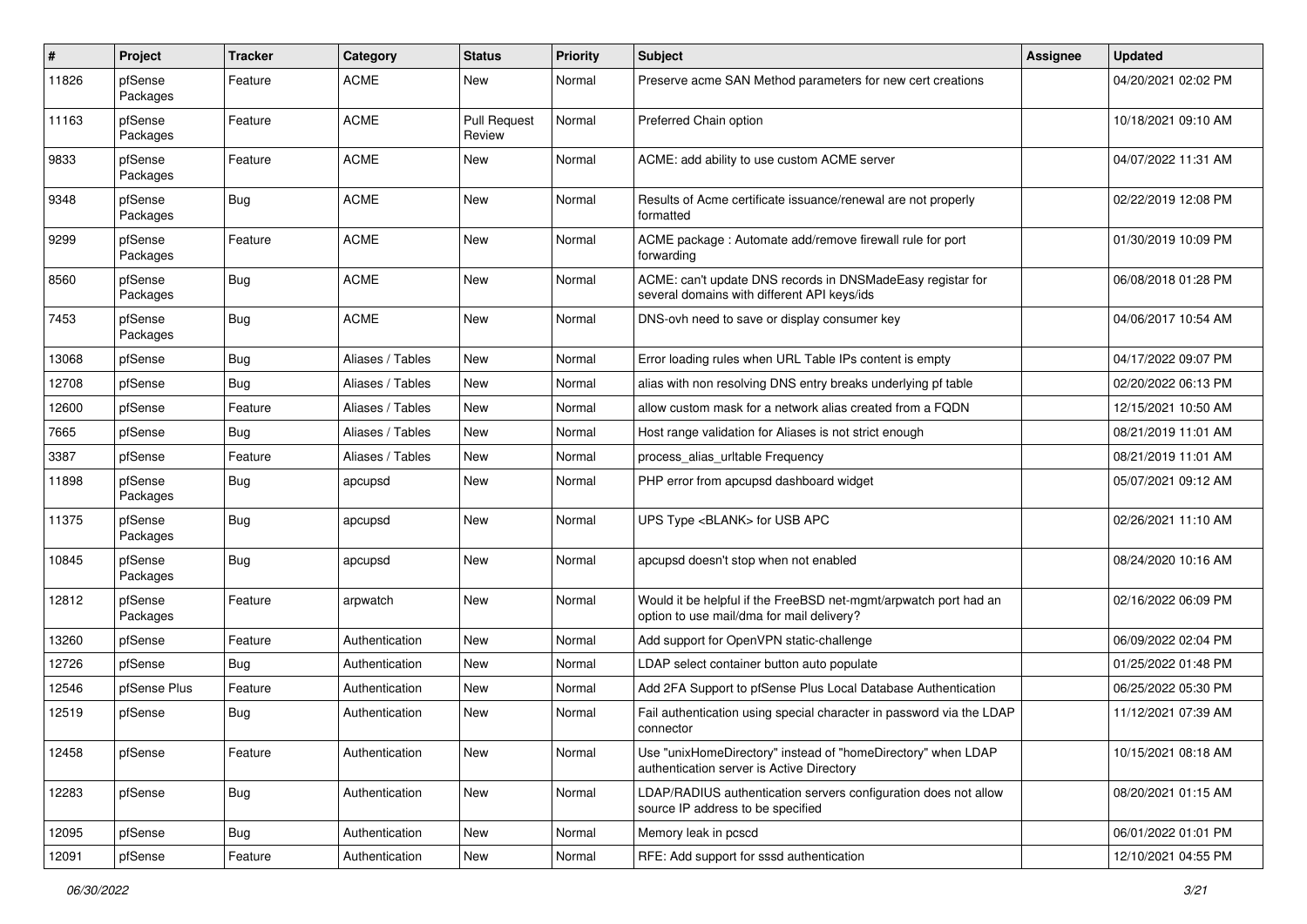| # | Project | Tracker | Category | Status | Priority | Subject | Assignee | Updated |
|---|---|---|---|---|---|---|---|---|
| 11826 | pfSense Packages | Feature | ACME | New | Normal | Preserve acme SAN Method parameters for new cert creations | | 04/20/2021 02:02 PM |
| 11163 | pfSense Packages | Feature | ACME | Pull Request Review | Normal | Preferred Chain option | | 10/18/2021 09:10 AM |
| 9833 | pfSense Packages | Feature | ACME | New | Normal | ACME: add ability to use custom ACME server | | 04/07/2022 11:31 AM |
| 9348 | pfSense Packages | Bug | ACME | New | Normal | Results of Acme certificate issuance/renewal are not properly formatted | | 02/22/2019 12:08 PM |
| 9299 | pfSense Packages | Feature | ACME | New | Normal | ACME package : Automate add/remove firewall rule for port forwarding | | 01/30/2019 10:09 PM |
| 8560 | pfSense Packages | Bug | ACME | New | Normal | ACME: can't update DNS records in DNSMadeEasy registar for several domains with different API keys/ids | | 06/08/2018 01:28 PM |
| 7453 | pfSense Packages | Bug | ACME | New | Normal | DNS-ovh need to save or display consumer key | | 04/06/2017 10:54 AM |
| 13068 | pfSense | Bug | Aliases / Tables | New | Normal | Error loading rules when URL Table IPs content is empty | | 04/17/2022 09:07 PM |
| 12708 | pfSense | Bug | Aliases / Tables | New | Normal | alias with non resolving DNS entry breaks underlying pf table | | 02/20/2022 06:13 PM |
| 12600 | pfSense | Feature | Aliases / Tables | New | Normal | allow custom mask for a network alias created from a FQDN | | 12/15/2021 10:50 AM |
| 7665 | pfSense | Bug | Aliases / Tables | New | Normal | Host range validation for Aliases is not strict enough | | 08/21/2019 11:01 AM |
| 3387 | pfSense | Feature | Aliases / Tables | New | Normal | process_alias_urltable Frequency | | 08/21/2019 11:01 AM |
| 11898 | pfSense Packages | Bug | apcupsd | New | Normal | PHP error from apcupsd dashboard widget | | 05/07/2021 09:12 AM |
| 11375 | pfSense Packages | Bug | apcupsd | New | Normal | UPS Type <BLANK> for USB APC | | 02/26/2021 11:10 AM |
| 10845 | pfSense Packages | Bug | apcupsd | New | Normal | apcupsd doesn't stop when not enabled | | 08/24/2020 10:16 AM |
| 12812 | pfSense Packages | Feature | arpwatch | New | Normal | Would it be helpful if the FreeBSD net-mgmt/arpwatch port had an option to use mail/dma for mail delivery? | | 02/16/2022 06:09 PM |
| 13260 | pfSense | Feature | Authentication | New | Normal | Add support for OpenVPN static-challenge | | 06/09/2022 02:04 PM |
| 12726 | pfSense | Bug | Authentication | New | Normal | LDAP select container button auto populate | | 01/25/2022 01:48 PM |
| 12546 | pfSense Plus | Feature | Authentication | New | Normal | Add 2FA Support to pfSense Plus Local Database Authentication | | 06/25/2022 05:30 PM |
| 12519 | pfSense | Bug | Authentication | New | Normal | Fail authentication using special character in password via the LDAP connector | | 11/12/2021 07:39 AM |
| 12458 | pfSense | Feature | Authentication | New | Normal | Use "unixHomeDirectory" instead of "homeDirectory" when LDAP authentication server is Active Directory | | 10/15/2021 08:18 AM |
| 12283 | pfSense | Bug | Authentication | New | Normal | LDAP/RADIUS authentication servers configuration does not allow source IP address to be specified | | 08/20/2021 01:15 AM |
| 12095 | pfSense | Bug | Authentication | New | Normal | Memory leak in pcscd | | 06/01/2022 01:01 PM |
| 12091 | pfSense | Feature | Authentication | New | Normal | RFE: Add support for sssd authentication | | 12/10/2021 04:55 PM |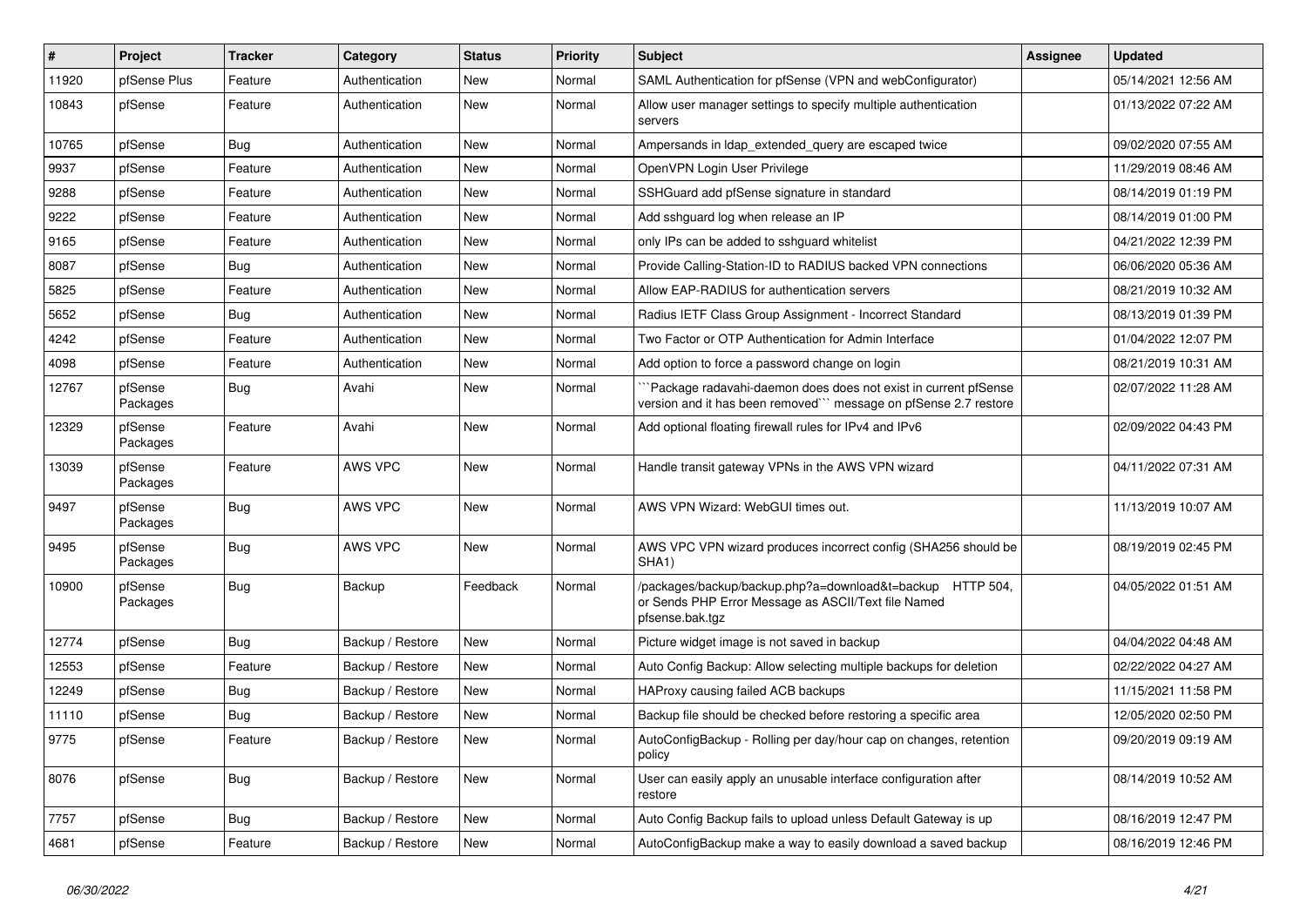| # | Project | Tracker | Category | Status | Priority | Subject | Assignee | Updated |
|---|---|---|---|---|---|---|---|---|
| 11920 | pfSense Plus | Feature | Authentication | New | Normal | SAML Authentication for pfSense (VPN and webConfigurator) | | 05/14/2021 12:56 AM |
| 10843 | pfSense | Feature | Authentication | New | Normal | Allow user manager settings to specify multiple authentication servers | | 01/13/2022 07:22 AM |
| 10765 | pfSense | Bug | Authentication | New | Normal | Ampersands in ldap_extended_query are escaped twice | | 09/02/2020 07:55 AM |
| 9937 | pfSense | Feature | Authentication | New | Normal | OpenVPN Login User Privilege | | 11/29/2019 08:46 AM |
| 9288 | pfSense | Feature | Authentication | New | Normal | SSHGuard add pfSense signature in standard | | 08/14/2019 01:19 PM |
| 9222 | pfSense | Feature | Authentication | New | Normal | Add sshguard log when release an IP | | 08/14/2019 01:00 PM |
| 9165 | pfSense | Feature | Authentication | New | Normal | only IPs can be added to sshguard whitelist | | 04/21/2022 12:39 PM |
| 8087 | pfSense | Bug | Authentication | New | Normal | Provide Calling-Station-ID to RADIUS backed VPN connections | | 06/06/2020 05:36 AM |
| 5825 | pfSense | Feature | Authentication | New | Normal | Allow EAP-RADIUS for authentication servers | | 08/21/2019 10:32 AM |
| 5652 | pfSense | Bug | Authentication | New | Normal | Radius IETF Class Group Assignment - Incorrect Standard | | 08/13/2019 01:39 PM |
| 4242 | pfSense | Feature | Authentication | New | Normal | Two Factor or OTP Authentication for Admin Interface | | 01/04/2022 12:07 PM |
| 4098 | pfSense | Feature | Authentication | New | Normal | Add option to force a password change on login | | 08/21/2019 10:31 AM |
| 12767 | pfSense Packages | Bug | Avahi | New | Normal | ```Package radavahi-daemon does does not exist in current pfSense version and it has been removed``` message on pfSense 2.7 restore | | 02/07/2022 11:28 AM |
| 12329 | pfSense Packages | Feature | Avahi | New | Normal | Add optional floating firewall rules for IPv4 and IPv6 | | 02/09/2022 04:43 PM |
| 13039 | pfSense Packages | Feature | AWS VPC | New | Normal | Handle transit gateway VPNs in the AWS VPN wizard | | 04/11/2022 07:31 AM |
| 9497 | pfSense Packages | Bug | AWS VPC | New | Normal | AWS VPN Wizard: WebGUI times out. | | 11/13/2019 10:07 AM |
| 9495 | pfSense Packages | Bug | AWS VPC | New | Normal | AWS VPC VPN wizard produces incorrect config (SHA256 should be SHA1) | | 08/19/2019 02:45 PM |
| 10900 | pfSense Packages | Bug | Backup | Feedback | Normal | /packages/backup/backup.php?a=download&t=backup HTTP 504, or Sends PHP Error Message as ASCII/Text file Named pfsense.bak.tgz | | 04/05/2022 01:51 AM |
| 12774 | pfSense | Bug | Backup / Restore | New | Normal | Picture widget image is not saved in backup | | 04/04/2022 04:48 AM |
| 12553 | pfSense | Feature | Backup / Restore | New | Normal | Auto Config Backup: Allow selecting multiple backups for deletion | | 02/22/2022 04:27 AM |
| 12249 | pfSense | Bug | Backup / Restore | New | Normal | HAProxy causing failed ACB backups | | 11/15/2021 11:58 PM |
| 11110 | pfSense | Bug | Backup / Restore | New | Normal | Backup file should be checked before restoring a specific area | | 12/05/2020 02:50 PM |
| 9775 | pfSense | Feature | Backup / Restore | New | Normal | AutoConfigBackup - Rolling per day/hour cap on changes, retention policy | | 09/20/2019 09:19 AM |
| 8076 | pfSense | Bug | Backup / Restore | New | Normal | User can easily apply an unusable interface configuration after restore | | 08/14/2019 10:52 AM |
| 7757 | pfSense | Bug | Backup / Restore | New | Normal | Auto Config Backup fails to upload unless Default Gateway is up | | 08/16/2019 12:47 PM |
| 4681 | pfSense | Feature | Backup / Restore | New | Normal | AutoConfigBackup make a way to easily download a saved backup | | 08/16/2019 12:46 PM |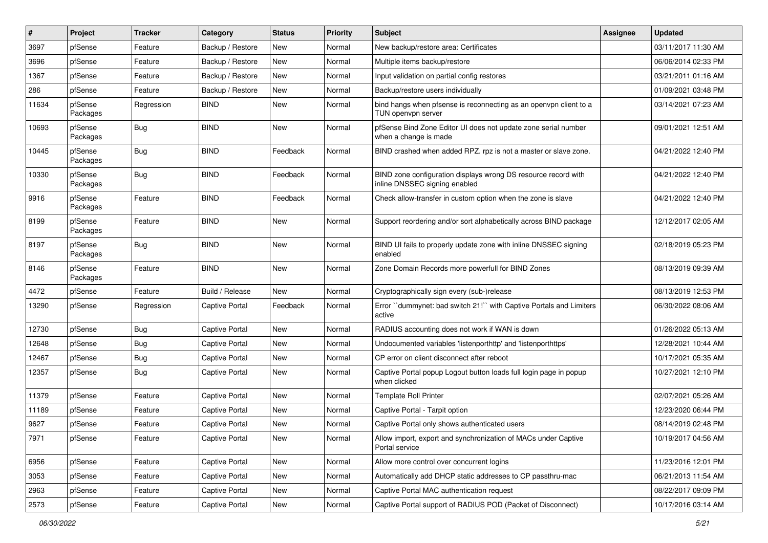| # | Project | Tracker | Category | Status | Priority | Subject | Assignee | Updated |
|---|---|---|---|---|---|---|---|---|
| 3697 | pfSense | Feature | Backup / Restore | New | Normal | New backup/restore area: Certificates | | 03/11/2017 11:30 AM |
| 3696 | pfSense | Feature | Backup / Restore | New | Normal | Multiple items backup/restore | | 06/06/2014 02:33 PM |
| 1367 | pfSense | Feature | Backup / Restore | New | Normal | Input validation on partial config restores | | 03/21/2011 01:16 AM |
| 286 | pfSense | Feature | Backup / Restore | New | Normal | Backup/restore users individually | | 01/09/2021 03:48 PM |
| 11634 | pfSense Packages | Regression | BIND | New | Normal | bind hangs when pfsense is reconnecting as an openvpn client to a TUN openvpn server | | 03/14/2021 07:23 AM |
| 10693 | pfSense Packages | Bug | BIND | New | Normal | pfSense Bind Zone Editor UI does not update zone serial number when a change is made | | 09/01/2021 12:51 AM |
| 10445 | pfSense Packages | Bug | BIND | Feedback | Normal | BIND crashed when added RPZ. rpz is not a master or slave zone. | | 04/21/2022 12:40 PM |
| 10330 | pfSense Packages | Bug | BIND | Feedback | Normal | BIND zone configuration displays wrong DS resource record with inline DNSSEC signing enabled | | 04/21/2022 12:40 PM |
| 9916 | pfSense Packages | Feature | BIND | Feedback | Normal | Check allow-transfer in custom option when the zone is slave | | 04/21/2022 12:40 PM |
| 8199 | pfSense Packages | Feature | BIND | New | Normal | Support reordering and/or sort alphabetically across BIND package | | 12/12/2017 02:05 AM |
| 8197 | pfSense Packages | Bug | BIND | New | Normal | BIND UI fails to properly update zone with inline DNSSEC signing enabled | | 02/18/2019 05:23 PM |
| 8146 | pfSense Packages | Feature | BIND | New | Normal | Zone Domain Records more powerfull for BIND Zones | | 08/13/2019 09:39 AM |
| 4472 | pfSense | Feature | Build / Release | New | Normal | Cryptographically sign every (sub-)release | | 08/13/2019 12:53 PM |
| 13290 | pfSense | Regression | Captive Portal | Feedback | Normal | Error ``dummynet: bad switch 21!`` with Captive Portals and Limiters active | | 06/30/2022 08:06 AM |
| 12730 | pfSense | Bug | Captive Portal | New | Normal | RADIUS accounting does not work if WAN is down | | 01/26/2022 05:13 AM |
| 12648 | pfSense | Bug | Captive Portal | New | Normal | Undocumented variables 'listenporthttp' and 'listenporthttps' | | 12/28/2021 10:44 AM |
| 12467 | pfSense | Bug | Captive Portal | New | Normal | CP error on client disconnect after reboot | | 10/17/2021 05:35 AM |
| 12357 | pfSense | Bug | Captive Portal | New | Normal | Captive Portal popup Logout button loads full login page in popup when clicked | | 10/27/2021 12:10 PM |
| 11379 | pfSense | Feature | Captive Portal | New | Normal | Template Roll Printer | | 02/07/2021 05:26 AM |
| 11189 | pfSense | Feature | Captive Portal | New | Normal | Captive Portal - Tarpit option | | 12/23/2020 06:44 PM |
| 9627 | pfSense | Feature | Captive Portal | New | Normal | Captive Portal only shows authenticated users | | 08/14/2019 02:48 PM |
| 7971 | pfSense | Feature | Captive Portal | New | Normal | Allow import, export and synchronization of MACs under Captive Portal service | | 10/19/2017 04:56 AM |
| 6956 | pfSense | Feature | Captive Portal | New | Normal | Allow more control over concurrent logins | | 11/23/2016 12:01 PM |
| 3053 | pfSense | Feature | Captive Portal | New | Normal | Automatically add DHCP static addresses to CP passthru-mac | | 06/21/2013 11:54 AM |
| 2963 | pfSense | Feature | Captive Portal | New | Normal | Captive Portal MAC authentication request | | 08/22/2017 09:09 PM |
| 2573 | pfSense | Feature | Captive Portal | New | Normal | Captive Portal support of RADIUS POD (Packet of Disconnect) | | 10/17/2016 03:14 AM |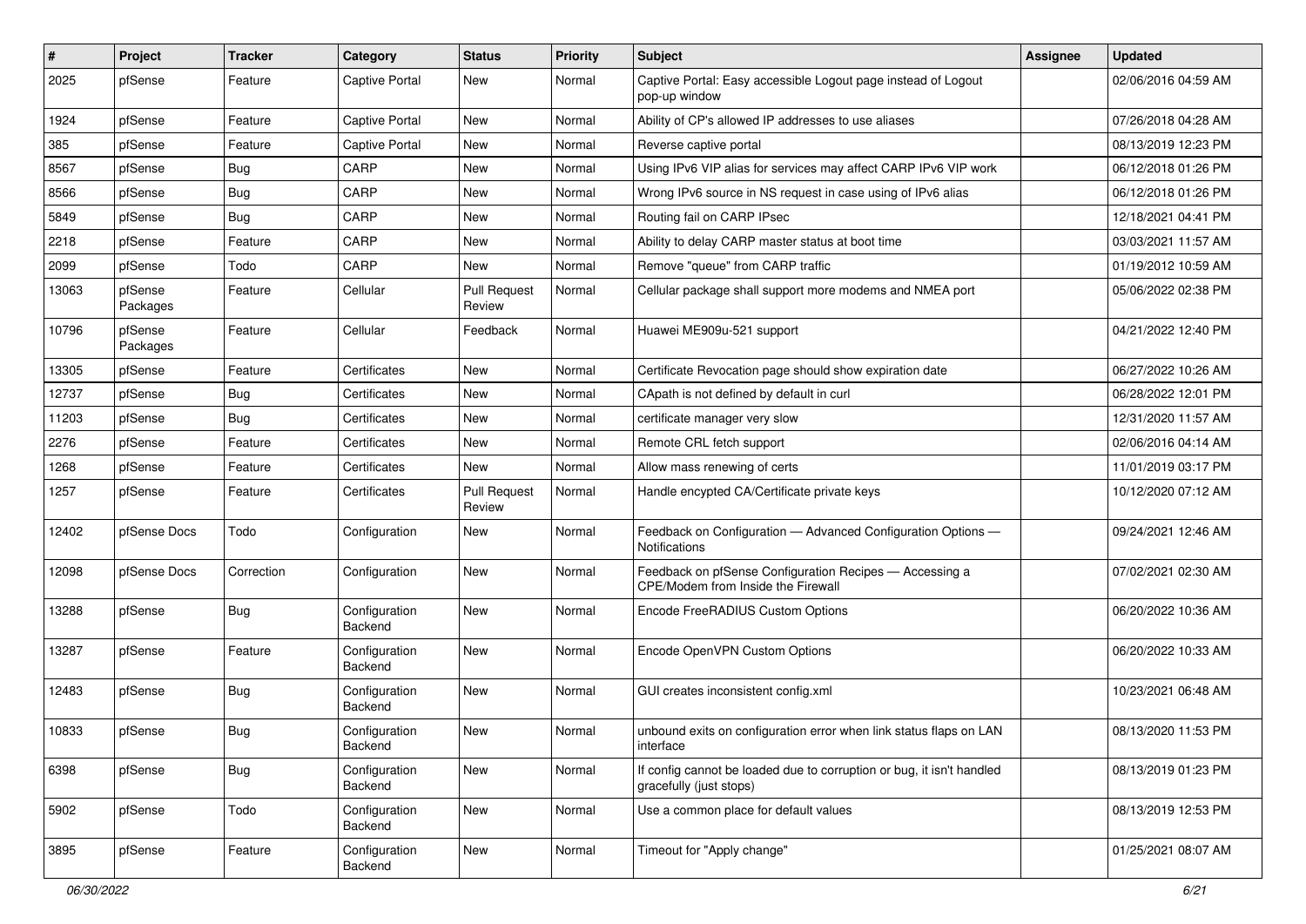| # | Project | Tracker | Category | Status | Priority | Subject | Assignee | Updated |
|---|---|---|---|---|---|---|---|---|
| 2025 | pfSense | Feature | Captive Portal | New | Normal | Captive Portal: Easy accessible Logout page instead of Logout pop-up window | | 02/06/2016 04:59 AM |
| 1924 | pfSense | Feature | Captive Portal | New | Normal | Ability of CP's allowed IP addresses to use aliases | | 07/26/2018 04:28 AM |
| 385 | pfSense | Feature | Captive Portal | New | Normal | Reverse captive portal | | 08/13/2019 12:23 PM |
| 8567 | pfSense | Bug | CARP | New | Normal | Using IPv6 VIP alias for services may affect CARP IPv6 VIP work | | 06/12/2018 01:26 PM |
| 8566 | pfSense | Bug | CARP | New | Normal | Wrong IPv6 source in NS request in case using of IPv6 alias | | 06/12/2018 01:26 PM |
| 5849 | pfSense | Bug | CARP | New | Normal | Routing fail on CARP IPsec | | 12/18/2021 04:41 PM |
| 2218 | pfSense | Feature | CARP | New | Normal | Ability to delay CARP master status at boot time | | 03/03/2021 11:57 AM |
| 2099 | pfSense | Todo | CARP | New | Normal | Remove "queue" from CARP traffic | | 01/19/2012 10:59 AM |
| 13063 | pfSense Packages | Feature | Cellular | Pull Request Review | Normal | Cellular package shall support more modems and NMEA port | | 05/06/2022 02:38 PM |
| 10796 | pfSense Packages | Feature | Cellular | Feedback | Normal | Huawei ME909u-521 support | | 04/21/2022 12:40 PM |
| 13305 | pfSense | Feature | Certificates | New | Normal | Certificate Revocation page should show expiration date | | 06/27/2022 10:26 AM |
| 12737 | pfSense | Bug | Certificates | New | Normal | CApath is not defined by default in curl | | 06/28/2022 12:01 PM |
| 11203 | pfSense | Bug | Certificates | New | Normal | certificate manager very slow | | 12/31/2020 11:57 AM |
| 2276 | pfSense | Feature | Certificates | New | Normal | Remote CRL fetch support | | 02/06/2016 04:14 AM |
| 1268 | pfSense | Feature | Certificates | New | Normal | Allow mass renewing of certs | | 11/01/2019 03:17 PM |
| 1257 | pfSense | Feature | Certificates | Pull Request Review | Normal | Handle encypted CA/Certificate private keys | | 10/12/2020 07:12 AM |
| 12402 | pfSense Docs | Todo | Configuration | New | Normal | Feedback on Configuration — Advanced Configuration Options — Notifications | | 09/24/2021 12:46 AM |
| 12098 | pfSense Docs | Correction | Configuration | New | Normal | Feedback on pfSense Configuration Recipes — Accessing a CPE/Modem from Inside the Firewall | | 07/02/2021 02:30 AM |
| 13288 | pfSense | Bug | Configuration Backend | New | Normal | Encode FreeRADIUS Custom Options | | 06/20/2022 10:36 AM |
| 13287 | pfSense | Feature | Configuration Backend | New | Normal | Encode OpenVPN Custom Options | | 06/20/2022 10:33 AM |
| 12483 | pfSense | Bug | Configuration Backend | New | Normal | GUI creates inconsistent config.xml | | 10/23/2021 06:48 AM |
| 10833 | pfSense | Bug | Configuration Backend | New | Normal | unbound exits on configuration error when link status flaps on LAN interface | | 08/13/2020 11:53 PM |
| 6398 | pfSense | Bug | Configuration Backend | New | Normal | If config cannot be loaded due to corruption or bug, it isn't handled gracefully (just stops) | | 08/13/2019 01:23 PM |
| 5902 | pfSense | Todo | Configuration Backend | New | Normal | Use a common place for default values | | 08/13/2019 12:53 PM |
| 3895 | pfSense | Feature | Configuration Backend | New | Normal | Timeout for "Apply change" | | 01/25/2021 08:07 AM |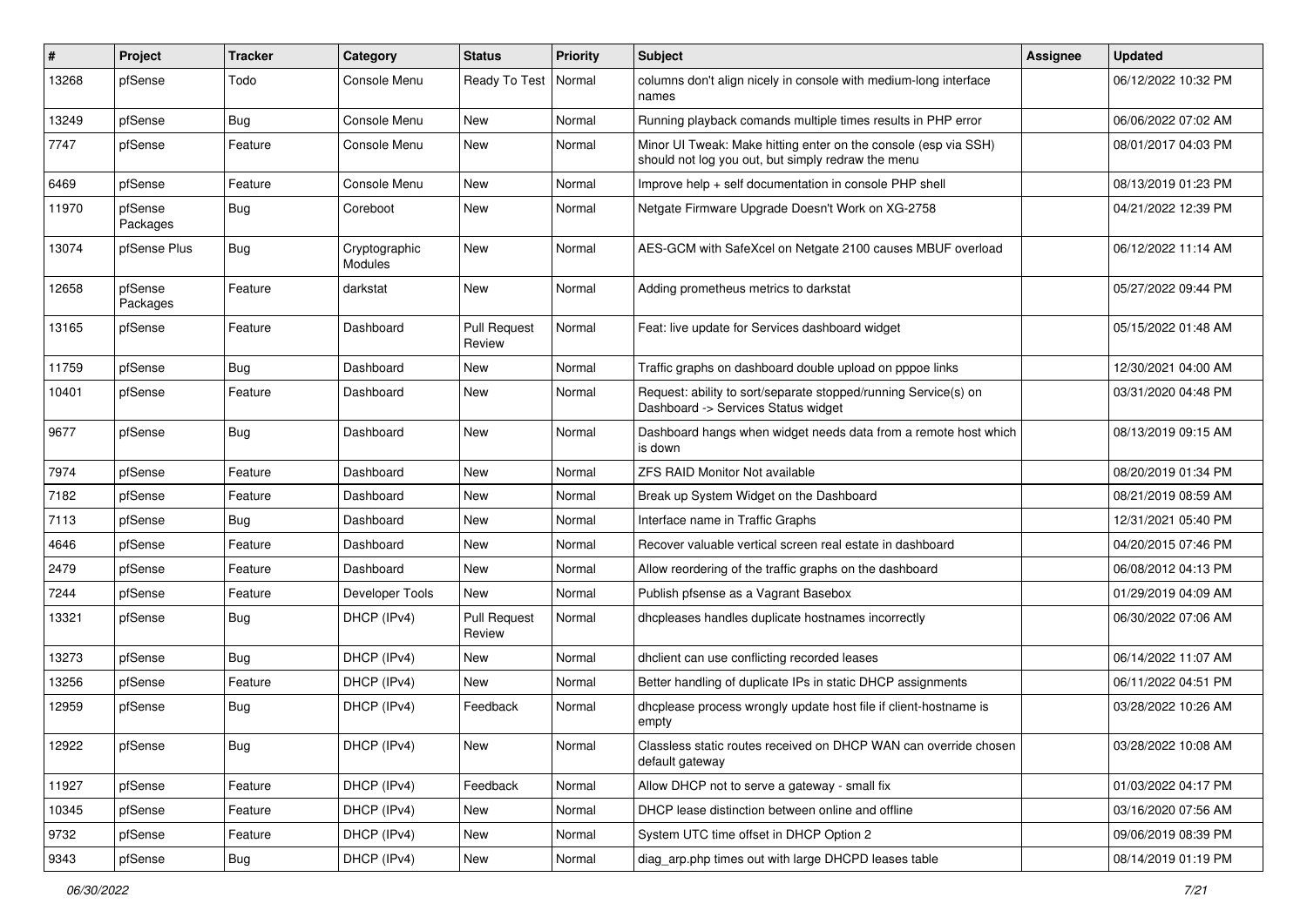| # | Project | Tracker | Category | Status | Priority | Subject | Assignee | Updated |
|---|---|---|---|---|---|---|---|---|
| 13268 | pfSense | Todo | Console Menu | Ready To Test | Normal | columns don't align nicely in console with medium-long interface names | | 06/12/2022 10:32 PM |
| 13249 | pfSense | Bug | Console Menu | New | Normal | Running playback comands multiple times results in PHP error | | 06/06/2022 07:02 AM |
| 7747 | pfSense | Feature | Console Menu | New | Normal | Minor UI Tweak: Make hitting enter on the console (esp via SSH) should not log you out, but simply redraw the menu | | 08/01/2017 04:03 PM |
| 6469 | pfSense | Feature | Console Menu | New | Normal | Improve help + self documentation in console PHP shell | | 08/13/2019 01:23 PM |
| 11970 | pfSense Packages | Bug | Coreboot | New | Normal | Netgate Firmware Upgrade Doesn't Work on XG-2758 | | 04/21/2022 12:39 PM |
| 13074 | pfSense Plus | Bug | Cryptographic Modules | New | Normal | AES-GCM with SafeXcel on Netgate 2100 causes MBUF overload | | 06/12/2022 11:14 AM |
| 12658 | pfSense Packages | Feature | darkstat | New | Normal | Adding prometheus metrics to darkstat | | 05/27/2022 09:44 PM |
| 13165 | pfSense | Feature | Dashboard | Pull Request Review | Normal | Feat: live update for Services dashboard widget | | 05/15/2022 01:48 AM |
| 11759 | pfSense | Bug | Dashboard | New | Normal | Traffic graphs on dashboard double upload on pppoe links | | 12/30/2021 04:00 AM |
| 10401 | pfSense | Feature | Dashboard | New | Normal | Request: ability to sort/separate stopped/running Service(s) on Dashboard -> Services Status widget | | 03/31/2020 04:48 PM |
| 9677 | pfSense | Bug | Dashboard | New | Normal | Dashboard hangs when widget needs data from a remote host which is down | | 08/13/2019 09:15 AM |
| 7974 | pfSense | Feature | Dashboard | New | Normal | ZFS RAID Monitor Not available | | 08/20/2019 01:34 PM |
| 7182 | pfSense | Feature | Dashboard | New | Normal | Break up System Widget on the Dashboard | | 08/21/2019 08:59 AM |
| 7113 | pfSense | Bug | Dashboard | New | Normal | Interface name in Traffic Graphs | | 12/31/2021 05:40 PM |
| 4646 | pfSense | Feature | Dashboard | New | Normal | Recover valuable vertical screen real estate in dashboard | | 04/20/2015 07:46 PM |
| 2479 | pfSense | Feature | Dashboard | New | Normal | Allow reordering of the traffic graphs on the dashboard | | 06/08/2012 04:13 PM |
| 7244 | pfSense | Feature | Developer Tools | New | Normal | Publish pfsense as a Vagrant Basebox | | 01/29/2019 04:09 AM |
| 13321 | pfSense | Bug | DHCP (IPv4) | Pull Request Review | Normal | dhcpleases handles duplicate hostnames incorrectly | | 06/30/2022 07:06 AM |
| 13273 | pfSense | Bug | DHCP (IPv4) | New | Normal | dhclient can use conflicting recorded leases | | 06/14/2022 11:07 AM |
| 13256 | pfSense | Feature | DHCP (IPv4) | New | Normal | Better handling of duplicate IPs in static DHCP assignments | | 06/11/2022 04:51 PM |
| 12959 | pfSense | Bug | DHCP (IPv4) | Feedback | Normal | dhcplease process wrongly update host file if client-hostname is empty | | 03/28/2022 10:26 AM |
| 12922 | pfSense | Bug | DHCP (IPv4) | New | Normal | Classless static routes received on DHCP WAN can override chosen default gateway | | 03/28/2022 10:08 AM |
| 11927 | pfSense | Feature | DHCP (IPv4) | Feedback | Normal | Allow DHCP not to serve a gateway - small fix | | 01/03/2022 04:17 PM |
| 10345 | pfSense | Feature | DHCP (IPv4) | New | Normal | DHCP lease distinction between online and offline | | 03/16/2020 07:56 AM |
| 9732 | pfSense | Feature | DHCP (IPv4) | New | Normal | System UTC time offset in DHCP Option 2 | | 09/06/2019 08:39 PM |
| 9343 | pfSense | Bug | DHCP (IPv4) | New | Normal | diag_arp.php times out with large DHCPD leases table | | 08/14/2019 01:19 PM |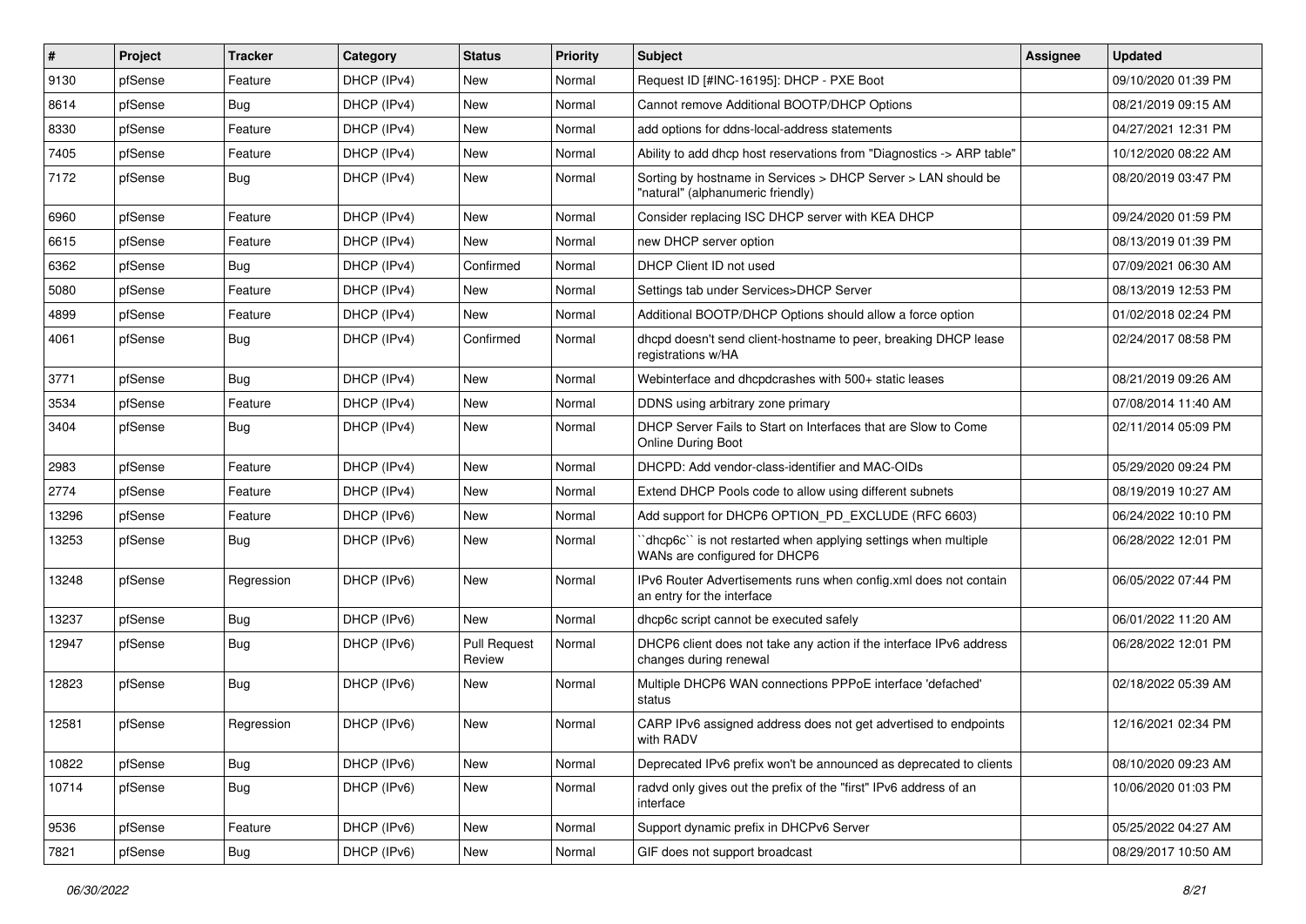| # | Project | Tracker | Category | Status | Priority | Subject | Assignee | Updated |
|---|---|---|---|---|---|---|---|---|
| 9130 | pfSense | Feature | DHCP (IPv4) | New | Normal | Request ID [#INC-16195]: DHCP - PXE Boot | | 09/10/2020 01:39 PM |
| 8614 | pfSense | Bug | DHCP (IPv4) | New | Normal | Cannot remove Additional BOOTP/DHCP Options | | 08/21/2019 09:15 AM |
| 8330 | pfSense | Feature | DHCP (IPv4) | New | Normal | add options for ddns-local-address statements | | 04/27/2021 12:31 PM |
| 7405 | pfSense | Feature | DHCP (IPv4) | New | Normal | Ability to add dhcp host reservations from "Diagnostics -> ARP table" | | 10/12/2020 08:22 AM |
| 7172 | pfSense | Bug | DHCP (IPv4) | New | Normal | Sorting by hostname in Services > DHCP Server > LAN should be "natural" (alphanumeric friendly) | | 08/20/2019 03:47 PM |
| 6960 | pfSense | Feature | DHCP (IPv4) | New | Normal | Consider replacing ISC DHCP server with KEA DHCP | | 09/24/2020 01:59 PM |
| 6615 | pfSense | Feature | DHCP (IPv4) | New | Normal | new DHCP server option | | 08/13/2019 01:39 PM |
| 6362 | pfSense | Bug | DHCP (IPv4) | Confirmed | Normal | DHCP Client ID not used | | 07/09/2021 06:30 AM |
| 5080 | pfSense | Feature | DHCP (IPv4) | New | Normal | Settings tab under Services>DHCP Server | | 08/13/2019 12:53 PM |
| 4899 | pfSense | Feature | DHCP (IPv4) | New | Normal | Additional BOOTP/DHCP Options should allow a force option | | 01/02/2018 02:24 PM |
| 4061 | pfSense | Bug | DHCP (IPv4) | Confirmed | Normal | dhcpd doesn't send client-hostname to peer, breaking DHCP lease registrations w/HA | | 02/24/2017 08:58 PM |
| 3771 | pfSense | Bug | DHCP (IPv4) | New | Normal | Webinterface and dhcpdcrashes with 500+ static leases | | 08/21/2019 09:26 AM |
| 3534 | pfSense | Feature | DHCP (IPv4) | New | Normal | DDNS using arbitrary zone primary | | 07/08/2014 11:40 AM |
| 3404 | pfSense | Bug | DHCP (IPv4) | New | Normal | DHCP Server Fails to Start on Interfaces that are Slow to Come Online During Boot | | 02/11/2014 05:09 PM |
| 2983 | pfSense | Feature | DHCP (IPv4) | New | Normal | DHCPD: Add vendor-class-identifier and MAC-OIDs | | 05/29/2020 09:24 PM |
| 2774 | pfSense | Feature | DHCP (IPv4) | New | Normal | Extend DHCP Pools code to allow using different subnets | | 08/19/2019 10:27 AM |
| 13296 | pfSense | Feature | DHCP (IPv6) | New | Normal | Add support for DHCP6 OPTION_PD_EXCLUDE (RFC 6603) | | 06/24/2022 10:10 PM |
| 13253 | pfSense | Bug | DHCP (IPv6) | New | Normal | ``dhcp6c`` is not restarted when applying settings when multiple WANs are configured for DHCP6 | | 06/28/2022 12:01 PM |
| 13248 | pfSense | Regression | DHCP (IPv6) | New | Normal | IPv6 Router Advertisements runs when config.xml does not contain an entry for the interface | | 06/05/2022 07:44 PM |
| 13237 | pfSense | Bug | DHCP (IPv6) | New | Normal | dhcp6c script cannot be executed safely | | 06/01/2022 11:20 AM |
| 12947 | pfSense | Bug | DHCP (IPv6) | Pull Request Review | Normal | DHCP6 client does not take any action if the interface IPv6 address changes during renewal | | 06/28/2022 12:01 PM |
| 12823 | pfSense | Bug | DHCP (IPv6) | New | Normal | Multiple DHCP6 WAN connections PPPoE interface 'defached' status | | 02/18/2022 05:39 AM |
| 12581 | pfSense | Regression | DHCP (IPv6) | New | Normal | CARP IPv6 assigned address does not get advertised to endpoints with RADV | | 12/16/2021 02:34 PM |
| 10822 | pfSense | Bug | DHCP (IPv6) | New | Normal | Deprecated IPv6 prefix won't be announced as deprecated to clients | | 08/10/2020 09:23 AM |
| 10714 | pfSense | Bug | DHCP (IPv6) | New | Normal | radvd only gives out the prefix of the "first" IPv6 address of an interface | | 10/06/2020 01:03 PM |
| 9536 | pfSense | Feature | DHCP (IPv6) | New | Normal | Support dynamic prefix in DHCPv6 Server | | 05/25/2022 04:27 AM |
| 7821 | pfSense | Bug | DHCP (IPv6) | New | Normal | GIF does not support broadcast | | 08/29/2017 10:50 AM |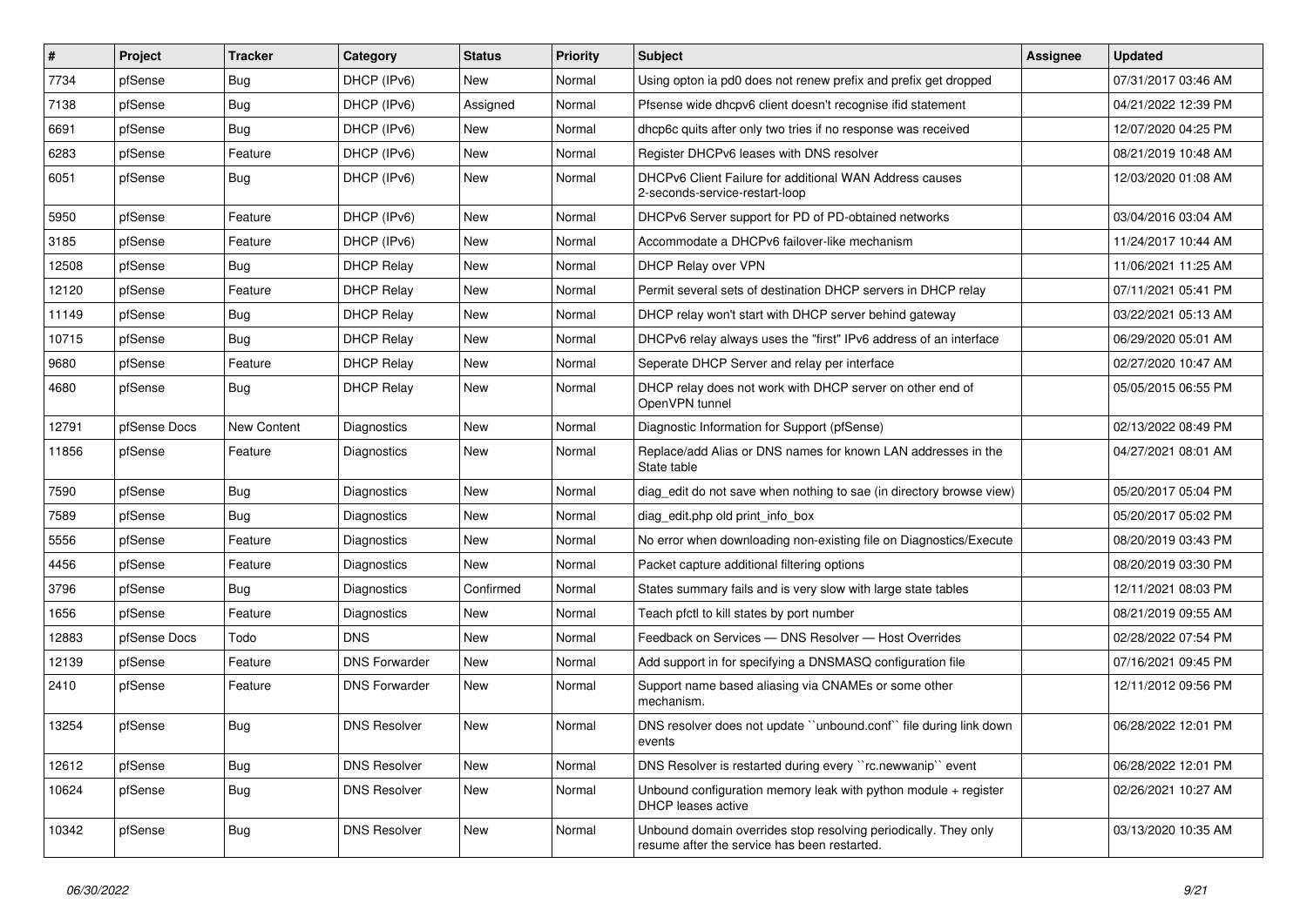| # | Project | Tracker | Category | Status | Priority | Subject | Assignee | Updated |
|---|---|---|---|---|---|---|---|---|
| 7734 | pfSense | Bug | DHCP (IPv6) | New | Normal | Using opton ia pd0 does not renew prefix and prefix get dropped | | 07/31/2017 03:46 AM |
| 7138 | pfSense | Bug | DHCP (IPv6) | Assigned | Normal | Pfsense wide dhcpv6 client doesn't recognise ifid statement | | 04/21/2022 12:39 PM |
| 6691 | pfSense | Bug | DHCP (IPv6) | New | Normal | dhcp6c quits after only two tries if no response was received | | 12/07/2020 04:25 PM |
| 6283 | pfSense | Feature | DHCP (IPv6) | New | Normal | Register DHCPv6 leases with DNS resolver | | 08/21/2019 10:48 AM |
| 6051 | pfSense | Bug | DHCP (IPv6) | New | Normal | DHCPv6 Client Failure for additional WAN Address causes 2-seconds-service-restart-loop | | 12/03/2020 01:08 AM |
| 5950 | pfSense | Feature | DHCP (IPv6) | New | Normal | DHCPv6 Server support for PD of PD-obtained networks | | 03/04/2016 03:04 AM |
| 3185 | pfSense | Feature | DHCP (IPv6) | New | Normal | Accommodate a DHCPv6 failover-like mechanism | | 11/24/2017 10:44 AM |
| 12508 | pfSense | Bug | DHCP Relay | New | Normal | DHCP Relay over VPN | | 11/06/2021 11:25 AM |
| 12120 | pfSense | Feature | DHCP Relay | New | Normal | Permit several sets of destination DHCP servers in DHCP relay | | 07/11/2021 05:41 PM |
| 11149 | pfSense | Bug | DHCP Relay | New | Normal | DHCP relay won't start with DHCP server behind gateway | | 03/22/2021 05:13 AM |
| 10715 | pfSense | Bug | DHCP Relay | New | Normal | DHCPv6 relay always uses the "first" IPv6 address of an interface | | 06/29/2020 05:01 AM |
| 9680 | pfSense | Feature | DHCP Relay | New | Normal | Seperate DHCP Server and relay per interface | | 02/27/2020 10:47 AM |
| 4680 | pfSense | Bug | DHCP Relay | New | Normal | DHCP relay does not work with DHCP server on other end of OpenVPN tunnel | | 05/05/2015 06:55 PM |
| 12791 | pfSense Docs | New Content | Diagnostics | New | Normal | Diagnostic Information for Support (pfSense) | | 02/13/2022 08:49 PM |
| 11856 | pfSense | Feature | Diagnostics | New | Normal | Replace/add Alias or DNS names for known LAN addresses in the State table | | 04/27/2021 08:01 AM |
| 7590 | pfSense | Bug | Diagnostics | New | Normal | diag_edit do not save when nothing to sae (in directory browse view) | | 05/20/2017 05:04 PM |
| 7589 | pfSense | Bug | Diagnostics | New | Normal | diag_edit.php old print_info_box | | 05/20/2017 05:02 PM |
| 5556 | pfSense | Feature | Diagnostics | New | Normal | No error when downloading non-existing file on Diagnostics/Execute | | 08/20/2019 03:43 PM |
| 4456 | pfSense | Feature | Diagnostics | New | Normal | Packet capture additional filtering options | | 08/20/2019 03:30 PM |
| 3796 | pfSense | Bug | Diagnostics | Confirmed | Normal | States summary fails and is very slow with large state tables | | 12/11/2021 08:03 PM |
| 1656 | pfSense | Feature | Diagnostics | New | Normal | Teach pfctl to kill states by port number | | 08/21/2019 09:55 AM |
| 12883 | pfSense Docs | Todo | DNS | New | Normal | Feedback on Services — DNS Resolver — Host Overrides | | 02/28/2022 07:54 PM |
| 12139 | pfSense | Feature | DNS Forwarder | New | Normal | Add support in for specifying a DNSMASQ configuration file | | 07/16/2021 09:45 PM |
| 2410 | pfSense | Feature | DNS Forwarder | New | Normal | Support name based aliasing via CNAMEs or some other mechanism. | | 12/11/2012 09:56 PM |
| 13254 | pfSense | Bug | DNS Resolver | New | Normal | DNS resolver does not update ``unbound.conf`` file during link down events | | 06/28/2022 12:01 PM |
| 12612 | pfSense | Bug | DNS Resolver | New | Normal | DNS Resolver is restarted during every ``rc.newwanip`` event | | 06/28/2022 12:01 PM |
| 10624 | pfSense | Bug | DNS Resolver | New | Normal | Unbound configuration memory leak with python module + register DHCP leases active | | 02/26/2021 10:27 AM |
| 10342 | pfSense | Bug | DNS Resolver | New | Normal | Unbound domain overrides stop resolving periodically. They only resume after the service has been restarted. | | 03/13/2020 10:35 AM |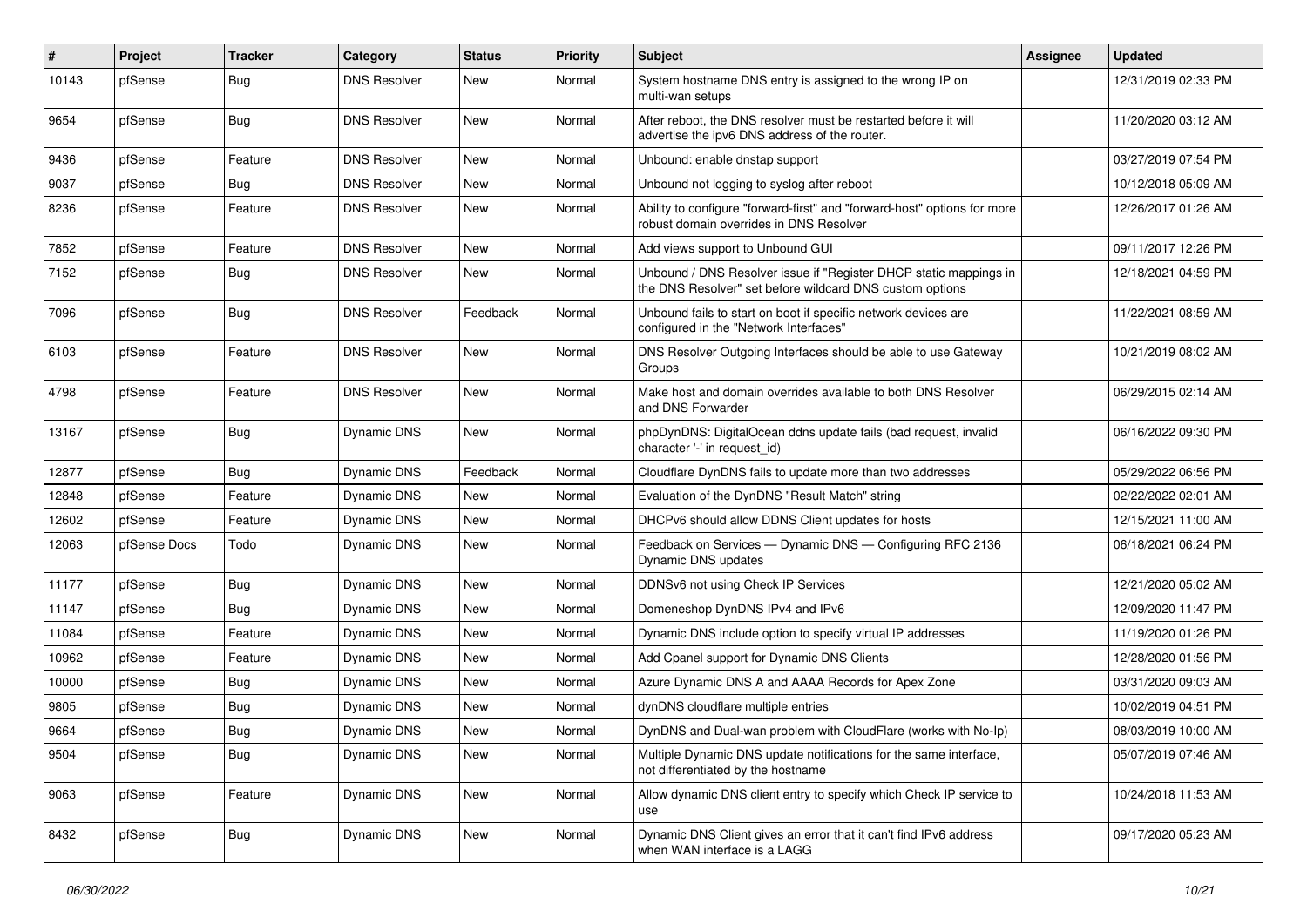| # | Project | Tracker | Category | Status | Priority | Subject | Assignee | Updated |
|---|---|---|---|---|---|---|---|---|
| 10143 | pfSense | Bug | DNS Resolver | New | Normal | System hostname DNS entry is assigned to the wrong IP on multi-wan setups | | 12/31/2019 02:33 PM |
| 9654 | pfSense | Bug | DNS Resolver | New | Normal | After reboot, the DNS resolver must be restarted before it will advertise the ipv6 DNS address of the router. | | 11/20/2020 03:12 AM |
| 9436 | pfSense | Feature | DNS Resolver | New | Normal | Unbound: enable dnstap support | | 03/27/2019 07:54 PM |
| 9037 | pfSense | Bug | DNS Resolver | New | Normal | Unbound not logging to syslog after reboot | | 10/12/2018 05:09 AM |
| 8236 | pfSense | Feature | DNS Resolver | New | Normal | Ability to configure "forward-first" and "forward-host" options for more robust domain overrides in DNS Resolver | | 12/26/2017 01:26 AM |
| 7852 | pfSense | Feature | DNS Resolver | New | Normal | Add views support to Unbound GUI | | 09/11/2017 12:26 PM |
| 7152 | pfSense | Bug | DNS Resolver | New | Normal | Unbound / DNS Resolver issue if "Register DHCP static mappings in the DNS Resolver" set before wildcard DNS custom options | | 12/18/2021 04:59 PM |
| 7096 | pfSense | Bug | DNS Resolver | Feedback | Normal | Unbound fails to start on boot if specific network devices are configured in the "Network Interfaces" | | 11/22/2021 08:59 AM |
| 6103 | pfSense | Feature | DNS Resolver | New | Normal | DNS Resolver Outgoing Interfaces should be able to use Gateway Groups | | 10/21/2019 08:02 AM |
| 4798 | pfSense | Feature | DNS Resolver | New | Normal | Make host and domain overrides available to both DNS Resolver and DNS Forwarder | | 06/29/2015 02:14 AM |
| 13167 | pfSense | Bug | Dynamic DNS | New | Normal | phpDynDNS: DigitalOcean ddns update fails (bad request, invalid character '-' in request_id) | | 06/16/2022 09:30 PM |
| 12877 | pfSense | Bug | Dynamic DNS | Feedback | Normal | Cloudflare DynDNS fails to update more than two addresses | | 05/29/2022 06:56 PM |
| 12848 | pfSense | Feature | Dynamic DNS | New | Normal | Evaluation of the DynDNS "Result Match" string | | 02/22/2022 02:01 AM |
| 12602 | pfSense | Feature | Dynamic DNS | New | Normal | DHCPv6 should allow DDNS Client updates for hosts | | 12/15/2021 11:00 AM |
| 12063 | pfSense Docs | Todo | Dynamic DNS | New | Normal | Feedback on Services — Dynamic DNS — Configuring RFC 2136 Dynamic DNS updates | | 06/18/2021 06:24 PM |
| 11177 | pfSense | Bug | Dynamic DNS | New | Normal | DDNSv6 not using Check IP Services | | 12/21/2020 05:02 AM |
| 11147 | pfSense | Bug | Dynamic DNS | New | Normal | Domeneshop DynDNS IPv4 and IPv6 | | 12/09/2020 11:47 PM |
| 11084 | pfSense | Feature | Dynamic DNS | New | Normal | Dynamic DNS include option to specify virtual IP addresses | | 11/19/2020 01:26 PM |
| 10962 | pfSense | Feature | Dynamic DNS | New | Normal | Add Cpanel support for Dynamic DNS Clients | | 12/28/2020 01:56 PM |
| 10000 | pfSense | Bug | Dynamic DNS | New | Normal | Azure Dynamic DNS A and AAAA Records for Apex Zone | | 03/31/2020 09:03 AM |
| 9805 | pfSense | Bug | Dynamic DNS | New | Normal | dynDNS cloudflare multiple entries | | 10/02/2019 04:51 PM |
| 9664 | pfSense | Bug | Dynamic DNS | New | Normal | DynDNS and Dual-wan problem with CloudFlare (works with No-Ip) | | 08/03/2019 10:00 AM |
| 9504 | pfSense | Bug | Dynamic DNS | New | Normal | Multiple Dynamic DNS update notifications for the same interface, not differentiated by the hostname | | 05/07/2019 07:46 AM |
| 9063 | pfSense | Feature | Dynamic DNS | New | Normal | Allow dynamic DNS client entry to specify which Check IP service to use | | 10/24/2018 11:53 AM |
| 8432 | pfSense | Bug | Dynamic DNS | New | Normal | Dynamic DNS Client gives an error that it can't find IPv6 address when WAN interface is a LAGG | | 09/17/2020 05:23 AM |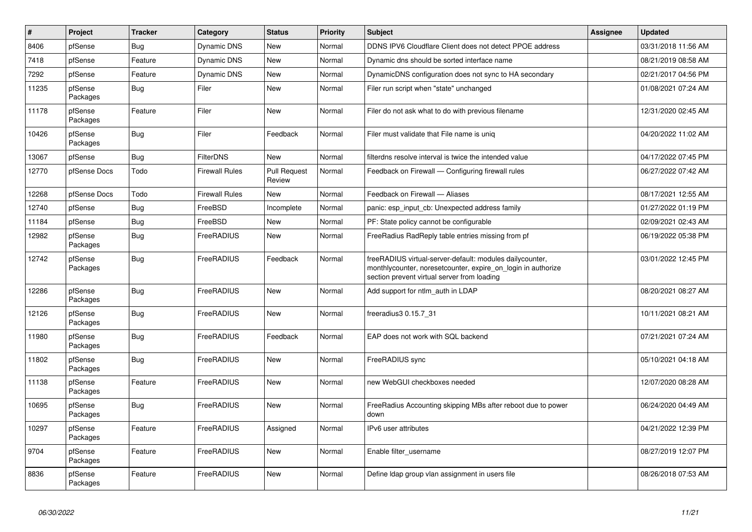| # | Project | Tracker | Category | Status | Priority | Subject | Assignee | Updated |
|---|---|---|---|---|---|---|---|---|
| 8406 | pfSense | Bug | Dynamic DNS | New | Normal | DDNS IPV6 Cloudflare Client does not detect PPOE address | | 03/31/2018 11:56 AM |
| 7418 | pfSense | Feature | Dynamic DNS | New | Normal | Dynamic dns should be sorted interface name | | 08/21/2019 08:58 AM |
| 7292 | pfSense | Feature | Dynamic DNS | New | Normal | DynamicDNS configuration does not sync to HA secondary | | 02/21/2017 04:56 PM |
| 11235 | pfSense Packages | Bug | Filer | New | Normal | Filer run script when "state" unchanged | | 01/08/2021 07:24 AM |
| 11178 | pfSense Packages | Feature | Filer | New | Normal | Filer do not ask what to do with previous filename | | 12/31/2020 02:45 AM |
| 10426 | pfSense Packages | Bug | Filer | Feedback | Normal | Filer must validate that File name is uniq | | 04/20/2022 11:02 AM |
| 13067 | pfSense | Bug | FilterDNS | New | Normal | filterdns resolve interval is twice the intended value | | 04/17/2022 07:45 PM |
| 12770 | pfSense Docs | Todo | Firewall Rules | Pull Request Review | Normal | Feedback on Firewall — Configuring firewall rules | | 06/27/2022 07:42 AM |
| 12268 | pfSense Docs | Todo | Firewall Rules | New | Normal | Feedback on Firewall — Aliases | | 08/17/2021 12:55 AM |
| 12740 | pfSense | Bug | FreeBSD | Incomplete | Normal | panic: esp_input_cb: Unexpected address family | | 01/27/2022 01:19 PM |
| 11184 | pfSense | Bug | FreeBSD | New | Normal | PF: State policy cannot be configurable | | 02/09/2021 02:43 AM |
| 12982 | pfSense Packages | Bug | FreeRADIUS | New | Normal | FreeRadius RadReply table entries missing from pf | | 06/19/2022 05:38 PM |
| 12742 | pfSense Packages | Bug | FreeRADIUS | Feedback | Normal | freeRADIUS virtual-server-default: modules dailycounter, monthlycounter, noresetcounter, expire_on_login in authorize section prevent virtual server from loading | | 03/01/2022 12:45 PM |
| 12286 | pfSense Packages | Bug | FreeRADIUS | New | Normal | Add support for ntlm_auth in LDAP | | 08/20/2021 08:27 AM |
| 12126 | pfSense Packages | Bug | FreeRADIUS | New | Normal | freeradius3 0.15.7_31 | | 10/11/2021 08:21 AM |
| 11980 | pfSense Packages | Bug | FreeRADIUS | Feedback | Normal | EAP does not work with SQL backend | | 07/21/2021 07:24 AM |
| 11802 | pfSense Packages | Bug | FreeRADIUS | New | Normal | FreeRADIUS sync | | 05/10/2021 04:18 AM |
| 11138 | pfSense Packages | Feature | FreeRADIUS | New | Normal | new WebGUI checkboxes needed | | 12/07/2020 08:28 AM |
| 10695 | pfSense Packages | Bug | FreeRADIUS | New | Normal | FreeRadius Accounting skipping MBs after reboot due to power down | | 06/24/2020 04:49 AM |
| 10297 | pfSense Packages | Feature | FreeRADIUS | Assigned | Normal | IPv6 user attributes | | 04/21/2022 12:39 PM |
| 9704 | pfSense Packages | Feature | FreeRADIUS | New | Normal | Enable filter_username | | 08/27/2019 12:07 PM |
| 8836 | pfSense Packages | Feature | FreeRADIUS | New | Normal | Define ldap group vlan assignment in users file | | 08/26/2018 07:53 AM |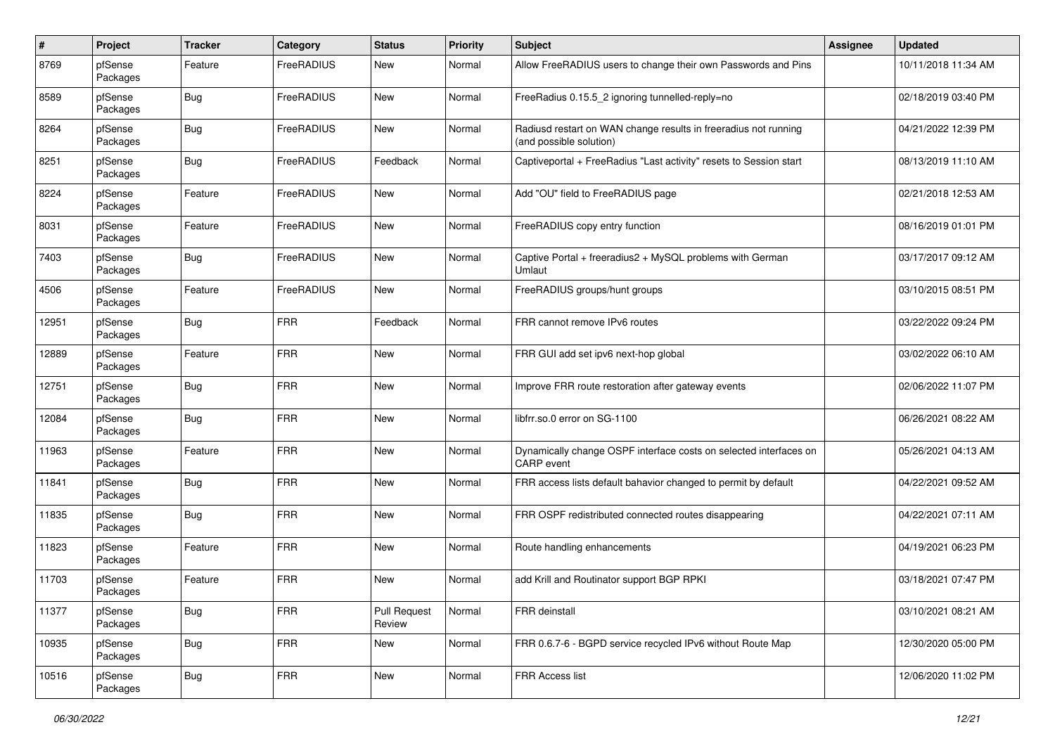| # | Project | Tracker | Category | Status | Priority | Subject | Assignee | Updated |
|---|---|---|---|---|---|---|---|---|
| 8769 | pfSense Packages | Feature | FreeRADIUS | New | Normal | Allow FreeRADIUS users to change their own Passwords and Pins | | 10/11/2018 11:34 AM |
| 8589 | pfSense Packages | Bug | FreeRADIUS | New | Normal | FreeRadius 0.15.5_2 ignoring tunnelled-reply=no | | 02/18/2019 03:40 PM |
| 8264 | pfSense Packages | Bug | FreeRADIUS | New | Normal | Radiusd restart on WAN change results in freeradius not running (and possible solution) | | 04/21/2022 12:39 PM |
| 8251 | pfSense Packages | Bug | FreeRADIUS | Feedback | Normal | Captiveportal + FreeRadius "Last activity" resets to Session start | | 08/13/2019 11:10 AM |
| 8224 | pfSense Packages | Feature | FreeRADIUS | New | Normal | Add "OU" field to FreeRADIUS page | | 02/21/2018 12:53 AM |
| 8031 | pfSense Packages | Feature | FreeRADIUS | New | Normal | FreeRADIUS copy entry function | | 08/16/2019 01:01 PM |
| 7403 | pfSense Packages | Bug | FreeRADIUS | New | Normal | Captive Portal + freeradius2 + MySQL problems with German Umlaut | | 03/17/2017 09:12 AM |
| 4506 | pfSense Packages | Feature | FreeRADIUS | New | Normal | FreeRADIUS groups/hunt groups | | 03/10/2015 08:51 PM |
| 12951 | pfSense Packages | Bug | FRR | Feedback | Normal | FRR cannot remove IPv6 routes | | 03/22/2022 09:24 PM |
| 12889 | pfSense Packages | Feature | FRR | New | Normal | FRR GUI add set ipv6 next-hop global | | 03/02/2022 06:10 AM |
| 12751 | pfSense Packages | Bug | FRR | New | Normal | Improve FRR route restoration after gateway events | | 02/06/2022 11:07 PM |
| 12084 | pfSense Packages | Bug | FRR | New | Normal | libfrr.so.0 error on SG-1100 | | 06/26/2021 08:22 AM |
| 11963 | pfSense Packages | Feature | FRR | New | Normal | Dynamically change OSPF interface costs on selected interfaces on CARP event | | 05/26/2021 04:13 AM |
| 11841 | pfSense Packages | Bug | FRR | New | Normal | FRR access lists default bahavior changed to permit by default | | 04/22/2021 09:52 AM |
| 11835 | pfSense Packages | Bug | FRR | New | Normal | FRR OSPF redistributed connected routes disappearing | | 04/22/2021 07:11 AM |
| 11823 | pfSense Packages | Feature | FRR | New | Normal | Route handling enhancements | | 04/19/2021 06:23 PM |
| 11703 | pfSense Packages | Feature | FRR | New | Normal | add Krill and Routinator support BGP RPKI | | 03/18/2021 07:47 PM |
| 11377 | pfSense Packages | Bug | FRR | Pull Request Review | Normal | FRR deinstall | | 03/10/2021 08:21 AM |
| 10935 | pfSense Packages | Bug | FRR | New | Normal | FRR 0.6.7-6 - BGPD service recycled IPv6 without Route Map | | 12/30/2020 05:00 PM |
| 10516 | pfSense Packages | Bug | FRR | New | Normal | FRR Access list | | 12/06/2020 11:02 PM |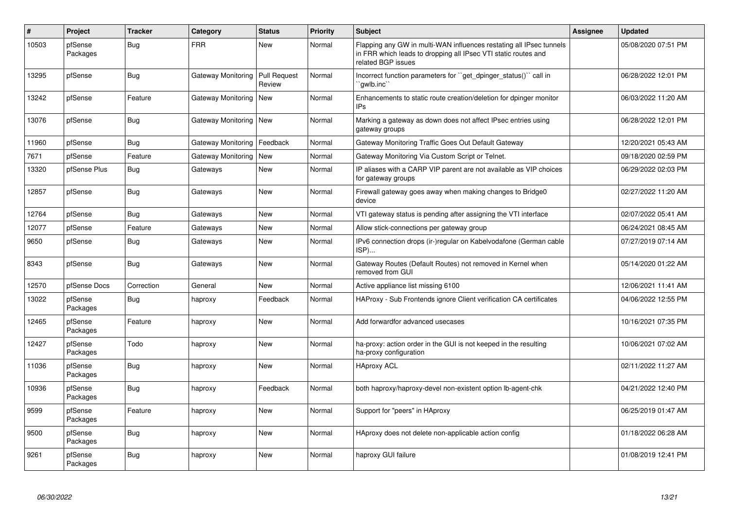| # | Project | Tracker | Category | Status | Priority | Subject | Assignee | Updated |
| --- | --- | --- | --- | --- | --- | --- | --- | --- |
| 10503 | pfSense Packages | Bug | FRR | New | Normal | Flapping any GW in multi-WAN influences restating all IPsec tunnels in FRR which leads to dropping all IPsec VTI static routes and related BGP issues | | 05/08/2020 07:51 PM |
| 13295 | pfSense | Bug | Gateway Monitoring | Pull Request Review | Normal | Incorrect function parameters for ``get_dpinger_status()`` call in ``gwlb.inc`` | | 06/28/2022 12:01 PM |
| 13242 | pfSense | Feature | Gateway Monitoring | New | Normal | Enhancements to static route creation/deletion for dpinger monitor IPs | | 06/03/2022 11:20 AM |
| 13076 | pfSense | Bug | Gateway Monitoring | New | Normal | Marking a gateway as down does not affect IPsec entries using gateway groups | | 06/28/2022 12:01 PM |
| 11960 | pfSense | Bug | Gateway Monitoring | Feedback | Normal | Gateway Monitoring Traffic Goes Out Default Gateway | | 12/20/2021 05:43 AM |
| 7671 | pfSense | Feature | Gateway Monitoring | New | Normal | Gateway Monitoring Via Custom Script or Telnet. | | 09/18/2020 02:59 PM |
| 13320 | pfSense Plus | Bug | Gateways | New | Normal | IP aliases with a CARP VIP parent are not available as VIP choices for gateway groups | | 06/29/2022 02:03 PM |
| 12857 | pfSense | Bug | Gateways | New | Normal | Firewall gateway goes away when making changes to Bridge0 device | | 02/27/2022 11:20 AM |
| 12764 | pfSense | Bug | Gateways | New | Normal | VTI gateway status is pending after assigning the VTI interface | | 02/07/2022 05:41 AM |
| 12077 | pfSense | Feature | Gateways | New | Normal | Allow stick-connections per gateway group | | 06/24/2021 08:45 AM |
| 9650 | pfSense | Bug | Gateways | New | Normal | IPv6 connection drops (ir-)regular on Kabelvodafone (German cable ISP)... | | 07/27/2019 07:14 AM |
| 8343 | pfSense | Bug | Gateways | New | Normal | Gateway Routes (Default Routes) not removed in Kernel when removed from GUI | | 05/14/2020 01:22 AM |
| 12570 | pfSense Docs | Correction | General | New | Normal | Active appliance list missing 6100 | | 12/06/2021 11:41 AM |
| 13022 | pfSense Packages | Bug | haproxy | Feedback | Normal | HAProxy - Sub Frontends ignore Client verification CA certificates | | 04/06/2022 12:55 PM |
| 12465 | pfSense Packages | Feature | haproxy | New | Normal | Add forwardfor advanced usecases | | 10/16/2021 07:35 PM |
| 12427 | pfSense Packages | Todo | haproxy | New | Normal | ha-proxy: action order in the GUI is not keeped in the resulting ha-proxy configuration | | 10/06/2021 07:02 AM |
| 11036 | pfSense Packages | Bug | haproxy | New | Normal | HAproxy ACL | | 02/11/2022 11:27 AM |
| 10936 | pfSense Packages | Bug | haproxy | Feedback | Normal | both haproxy/haproxy-devel non-existent option lb-agent-chk | | 04/21/2022 12:40 PM |
| 9599 | pfSense Packages | Feature | haproxy | New | Normal | Support for "peers" in HAproxy | | 06/25/2019 01:47 AM |
| 9500 | pfSense Packages | Bug | haproxy | New | Normal | HAproxy does not delete non-applicable action config | | 01/18/2022 06:28 AM |
| 9261 | pfSense Packages | Bug | haproxy | New | Normal | haproxy GUI failure | | 01/08/2019 12:41 PM |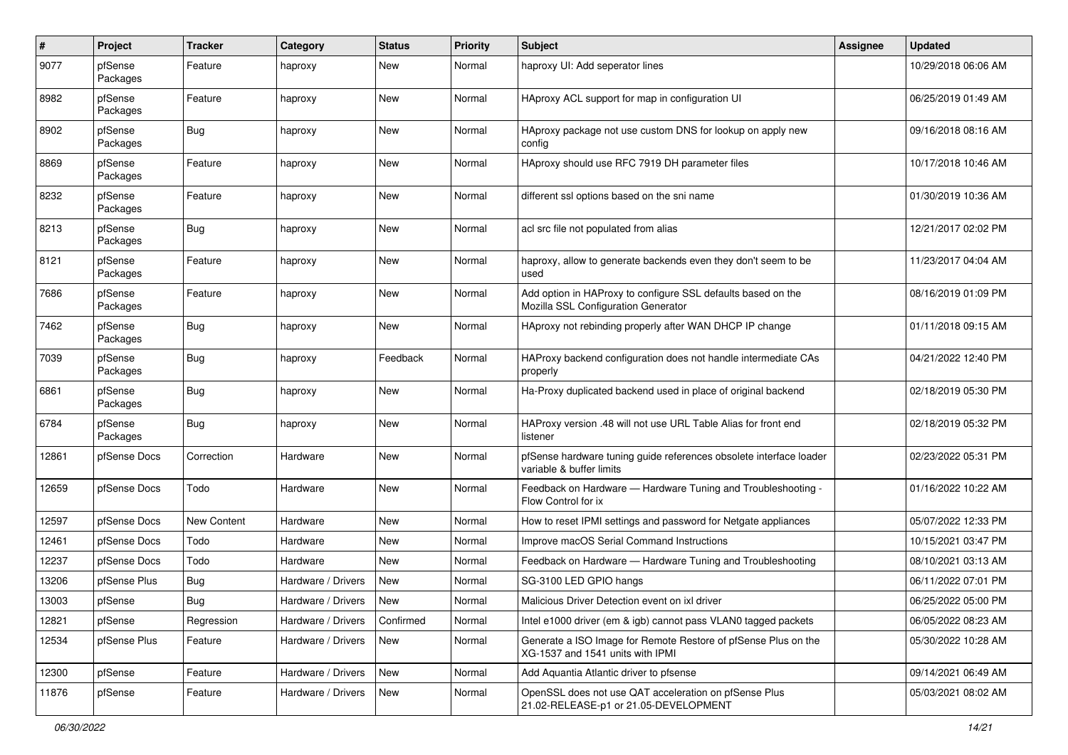| # | Project | Tracker | Category | Status | Priority | Subject | Assignee | Updated |
|---|---|---|---|---|---|---|---|---|
| 9077 | pfSense Packages | Feature | haproxy | New | Normal | haproxy UI: Add seperator lines | | 10/29/2018 06:06 AM |
| 8982 | pfSense Packages | Feature | haproxy | New | Normal | HAproxy ACL support for map in configuration UI | | 06/25/2019 01:49 AM |
| 8902 | pfSense Packages | Bug | haproxy | New | Normal | HAproxy package not use custom DNS for lookup on apply new config | | 09/16/2018 08:16 AM |
| 8869 | pfSense Packages | Feature | haproxy | New | Normal | HAproxy should use RFC 7919 DH parameter files | | 10/17/2018 10:46 AM |
| 8232 | pfSense Packages | Feature | haproxy | New | Normal | different ssl options based on the sni name | | 01/30/2019 10:36 AM |
| 8213 | pfSense Packages | Bug | haproxy | New | Normal | acl src file not populated from alias | | 12/21/2017 02:02 PM |
| 8121 | pfSense Packages | Feature | haproxy | New | Normal | haproxy, allow to generate backends even they don't seem to be used | | 11/23/2017 04:04 AM |
| 7686 | pfSense Packages | Feature | haproxy | New | Normal | Add option in HAProxy to configure SSL defaults based on the Mozilla SSL Configuration Generator | | 08/16/2019 01:09 PM |
| 7462 | pfSense Packages | Bug | haproxy | New | Normal | HAproxy not rebinding properly after WAN DHCP IP change | | 01/11/2018 09:15 AM |
| 7039 | pfSense Packages | Bug | haproxy | Feedback | Normal | HAProxy backend configuration does not handle intermediate CAs properly | | 04/21/2022 12:40 PM |
| 6861 | pfSense Packages | Bug | haproxy | New | Normal | Ha-Proxy duplicated backend used in place of original backend | | 02/18/2019 05:30 PM |
| 6784 | pfSense Packages | Bug | haproxy | New | Normal | HAProxy version .48 will not use URL Table Alias for front end listener | | 02/18/2019 05:32 PM |
| 12861 | pfSense Docs | Correction | Hardware | New | Normal | pfSense hardware tuning guide references obsolete interface loader variable & buffer limits | | 02/23/2022 05:31 PM |
| 12659 | pfSense Docs | Todo | Hardware | New | Normal | Feedback on Hardware — Hardware Tuning and Troubleshooting - Flow Control for ix | | 01/16/2022 10:22 AM |
| 12597 | pfSense Docs | New Content | Hardware | New | Normal | How to reset IPMI settings and password for Netgate appliances | | 05/07/2022 12:33 PM |
| 12461 | pfSense Docs | Todo | Hardware | New | Normal | Improve macOS Serial Command Instructions | | 10/15/2021 03:47 PM |
| 12237 | pfSense Docs | Todo | Hardware | New | Normal | Feedback on Hardware — Hardware Tuning and Troubleshooting | | 08/10/2021 03:13 AM |
| 13206 | pfSense Plus | Bug | Hardware / Drivers | New | Normal | SG-3100 LED GPIO hangs | | 06/11/2022 07:01 PM |
| 13003 | pfSense | Bug | Hardware / Drivers | New | Normal | Malicious Driver Detection event on ixl driver | | 06/25/2022 05:00 PM |
| 12821 | pfSense | Regression | Hardware / Drivers | Confirmed | Normal | Intel e1000 driver (em & igb) cannot pass VLAN0 tagged packets | | 06/05/2022 08:23 AM |
| 12534 | pfSense Plus | Feature | Hardware / Drivers | New | Normal | Generate a ISO Image for Remote Restore of pfSense Plus on the XG-1537 and 1541 units with IPMI | | 05/30/2022 10:28 AM |
| 12300 | pfSense | Feature | Hardware / Drivers | New | Normal | Add Aquantia Atlantic driver to pfsense | | 09/14/2021 06:49 AM |
| 11876 | pfSense | Feature | Hardware / Drivers | New | Normal | OpenSSL does not use QAT acceleration on pfSense Plus 21.02-RELEASE-p1 or 21.05-DEVELOPMENT | | 05/03/2021 08:02 AM |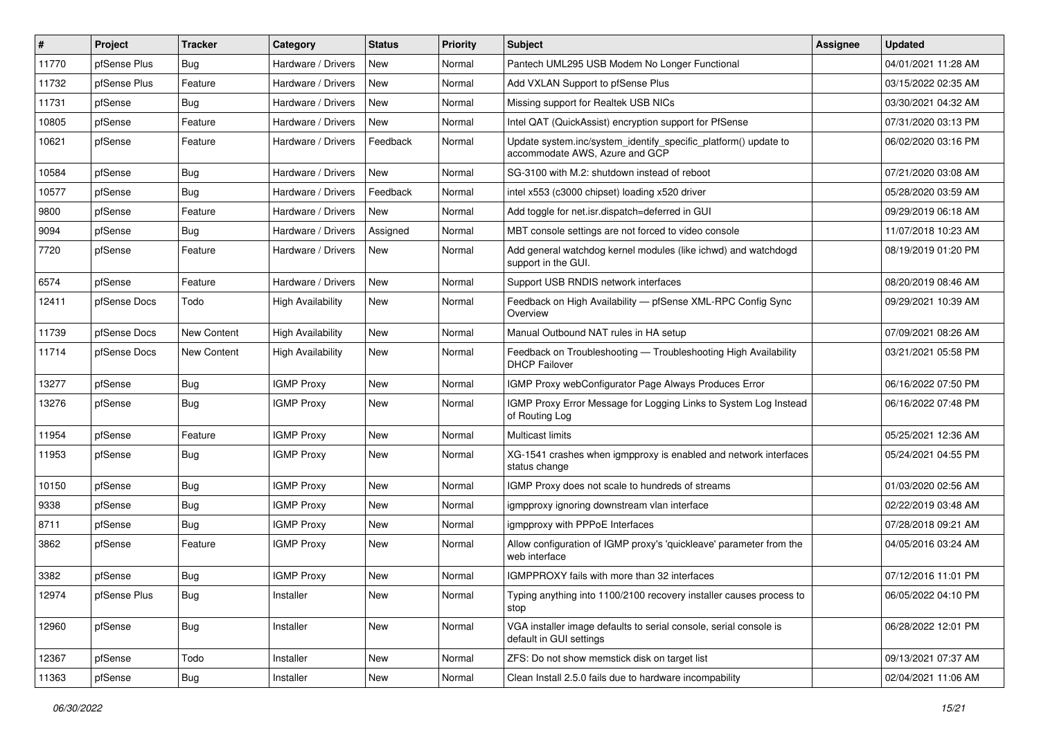| # | Project | Tracker | Category | Status | Priority | Subject | Assignee | Updated |
|---|---|---|---|---|---|---|---|---|
| 11770 | pfSense Plus | Bug | Hardware / Drivers | New | Normal | Pantech UML295 USB Modem No Longer Functional | | 04/01/2021 11:28 AM |
| 11732 | pfSense Plus | Feature | Hardware / Drivers | New | Normal | Add VXLAN Support to pfSense Plus | | 03/15/2022 02:35 AM |
| 11731 | pfSense | Bug | Hardware / Drivers | New | Normal | Missing support for Realtek USB NICs | | 03/30/2021 04:32 AM |
| 10805 | pfSense | Feature | Hardware / Drivers | New | Normal | Intel QAT (QuickAssist) encryption support for PfSense | | 07/31/2020 03:13 PM |
| 10621 | pfSense | Feature | Hardware / Drivers | Feedback | Normal | Update system.inc/system_identify_specific_platform() update to accommodate AWS, Azure and GCP | | 06/02/2020 03:16 PM |
| 10584 | pfSense | Bug | Hardware / Drivers | New | Normal | SG-3100 with M.2: shutdown instead of reboot | | 07/21/2020 03:08 AM |
| 10577 | pfSense | Bug | Hardware / Drivers | Feedback | Normal | intel x553 (c3000 chipset) loading x520 driver | | 05/28/2020 03:59 AM |
| 9800 | pfSense | Feature | Hardware / Drivers | New | Normal | Add toggle for net.isr.dispatch=deferred in GUI | | 09/29/2019 06:18 AM |
| 9094 | pfSense | Bug | Hardware / Drivers | Assigned | Normal | MBT console settings are not forced to video console | | 11/07/2018 10:23 AM |
| 7720 | pfSense | Feature | Hardware / Drivers | New | Normal | Add general watchdog kernel modules (like ichwd) and watchdogd support in the GUI. | | 08/19/2019 01:20 PM |
| 6574 | pfSense | Feature | Hardware / Drivers | New | Normal | Support USB RNDIS network interfaces | | 08/20/2019 08:46 AM |
| 12411 | pfSense Docs | Todo | High Availability | New | Normal | Feedback on High Availability — pfSense XML-RPC Config Sync Overview | | 09/29/2021 10:39 AM |
| 11739 | pfSense Docs | New Content | High Availability | New | Normal | Manual Outbound NAT rules in HA setup | | 07/09/2021 08:26 AM |
| 11714 | pfSense Docs | New Content | High Availability | New | Normal | Feedback on Troubleshooting — Troubleshooting High Availability DHCP Failover | | 03/21/2021 05:58 PM |
| 13277 | pfSense | Bug | IGMP Proxy | New | Normal | IGMP Proxy webConfigurator Page Always Produces Error | | 06/16/2022 07:50 PM |
| 13276 | pfSense | Bug | IGMP Proxy | New | Normal | IGMP Proxy Error Message for Logging Links to System Log Instead of Routing Log | | 06/16/2022 07:48 PM |
| 11954 | pfSense | Feature | IGMP Proxy | New | Normal | Multicast limits | | 05/25/2021 12:36 AM |
| 11953 | pfSense | Bug | IGMP Proxy | New | Normal | XG-1541 crashes when igmpproxy is enabled and network interfaces status change | | 05/24/2021 04:55 PM |
| 10150 | pfSense | Bug | IGMP Proxy | New | Normal | IGMP Proxy does not scale to hundreds of streams | | 01/03/2020 02:56 AM |
| 9338 | pfSense | Bug | IGMP Proxy | New | Normal | igmpproxy ignoring downstream vlan interface | | 02/22/2019 03:48 AM |
| 8711 | pfSense | Bug | IGMP Proxy | New | Normal | igmpproxy with PPPoE Interfaces | | 07/28/2018 09:21 AM |
| 3862 | pfSense | Feature | IGMP Proxy | New | Normal | Allow configuration of IGMP proxy's 'quickleave' parameter from the web interface | | 04/05/2016 03:24 AM |
| 3382 | pfSense | Bug | IGMP Proxy | New | Normal | IGMPPROXY fails with more than 32 interfaces | | 07/12/2016 11:01 PM |
| 12974 | pfSense Plus | Bug | Installer | New | Normal | Typing anything into 1100/2100 recovery installer causes process to stop | | 06/05/2022 04:10 PM |
| 12960 | pfSense | Bug | Installer | New | Normal | VGA installer image defaults to serial console, serial console is default in GUI settings | | 06/28/2022 12:01 PM |
| 12367 | pfSense | Todo | Installer | New | Normal | ZFS: Do not show memstick disk on target list | | 09/13/2021 07:37 AM |
| 11363 | pfSense | Bug | Installer | New | Normal | Clean Install 2.5.0 fails due to hardware incompability | | 02/04/2021 11:06 AM |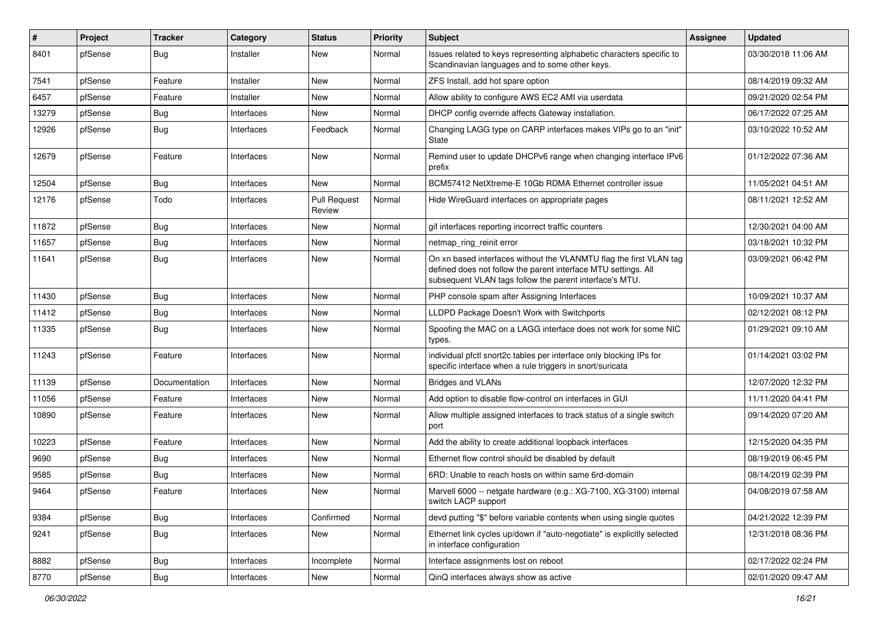| # | Project | Tracker | Category | Status | Priority | Subject | Assignee | Updated |
|---|---|---|---|---|---|---|---|---|
| 8401 | pfSense | Bug | Installer | New | Normal | Issues related to keys representing alphabetic characters specific to Scandinavian languages and to some other keys. | | 03/30/2018 11:06 AM |
| 7541 | pfSense | Feature | Installer | New | Normal | ZFS Install, add hot spare option | | 08/14/2019 09:32 AM |
| 6457 | pfSense | Feature | Installer | New | Normal | Allow ability to configure AWS EC2 AMI via userdata | | 09/21/2020 02:54 PM |
| 13279 | pfSense | Bug | Interfaces | New | Normal | DHCP config override affects Gateway installation. | | 06/17/2022 07:25 AM |
| 12926 | pfSense | Bug | Interfaces | Feedback | Normal | Changing LAGG type on CARP interfaces makes VIPs go to an "init" State | | 03/10/2022 10:52 AM |
| 12679 | pfSense | Feature | Interfaces | New | Normal | Remind user to update DHCPv6 range when changing interface IPv6 prefix | | 01/12/2022 07:36 AM |
| 12504 | pfSense | Bug | Interfaces | New | Normal | BCM57412 NetXtreme-E 10Gb RDMA Ethernet controller issue | | 11/05/2021 04:51 AM |
| 12176 | pfSense | Todo | Interfaces | Pull Request Review | Normal | Hide WireGuard interfaces on appropriate pages | | 08/11/2021 12:52 AM |
| 11872 | pfSense | Bug | Interfaces | New | Normal | gif interfaces reporting incorrect traffic counters | | 12/30/2021 04:00 AM |
| 11657 | pfSense | Bug | Interfaces | New | Normal | netmap_ring_reinit error | | 03/18/2021 10:32 PM |
| 11641 | pfSense | Bug | Interfaces | New | Normal | On xn based interfaces without the VLANMTU flag the first VLAN tag defined does not follow the parent interface MTU settings. All subsequent VLAN tags follow the parent interface's MTU. | | 03/09/2021 06:42 PM |
| 11430 | pfSense | Bug | Interfaces | New | Normal | PHP console spam after Assigning Interfaces | | 10/09/2021 10:37 AM |
| 11412 | pfSense | Bug | Interfaces | New | Normal | LLDPD Package Doesn't Work with Switchports | | 02/12/2021 08:12 PM |
| 11335 | pfSense | Bug | Interfaces | New | Normal | Spoofing the MAC on a LAGG interface does not work for some NIC types. | | 01/29/2021 09:10 AM |
| 11243 | pfSense | Feature | Interfaces | New | Normal | individual pfctl snort2c tables per interface only blocking IPs for specific interface when a rule triggers in snort/suricata | | 01/14/2021 03:02 PM |
| 11139 | pfSense | Documentation | Interfaces | New | Normal | Bridges and VLANs | | 12/07/2020 12:32 PM |
| 11056 | pfSense | Feature | Interfaces | New | Normal | Add option to disable flow-control on interfaces in GUI | | 11/11/2020 04:41 PM |
| 10890 | pfSense | Feature | Interfaces | New | Normal | Allow multiple assigned interfaces to track status of a single switch port | | 09/14/2020 07:20 AM |
| 10223 | pfSense | Feature | Interfaces | New | Normal | Add the ability to create additional loopback interfaces | | 12/15/2020 04:35 PM |
| 9690 | pfSense | Bug | Interfaces | New | Normal | Ethernet flow control should be disabled by default | | 08/19/2019 06:45 PM |
| 9585 | pfSense | Bug | Interfaces | New | Normal | 6RD: Unable to reach hosts on within same 6rd-domain | | 08/14/2019 02:39 PM |
| 9464 | pfSense | Feature | Interfaces | New | Normal | Marvell 6000 -- netgate hardware (e.g.: XG-7100, XG-3100) internal switch LACP support | | 04/08/2019 07:58 AM |
| 9384 | pfSense | Bug | Interfaces | Confirmed | Normal | devd putting "$" before variable contents when using single quotes | | 04/21/2022 12:39 PM |
| 9241 | pfSense | Bug | Interfaces | New | Normal | Ethernet link cycles up/down if "auto-negotiate" is explicitly selected in interface configuration | | 12/31/2018 08:36 PM |
| 8882 | pfSense | Bug | Interfaces | Incomplete | Normal | Interface assignments lost on reboot | | 02/17/2022 02:24 PM |
| 8770 | pfSense | Bug | Interfaces | New | Normal | QinQ interfaces always show as active | | 02/01/2020 09:47 AM |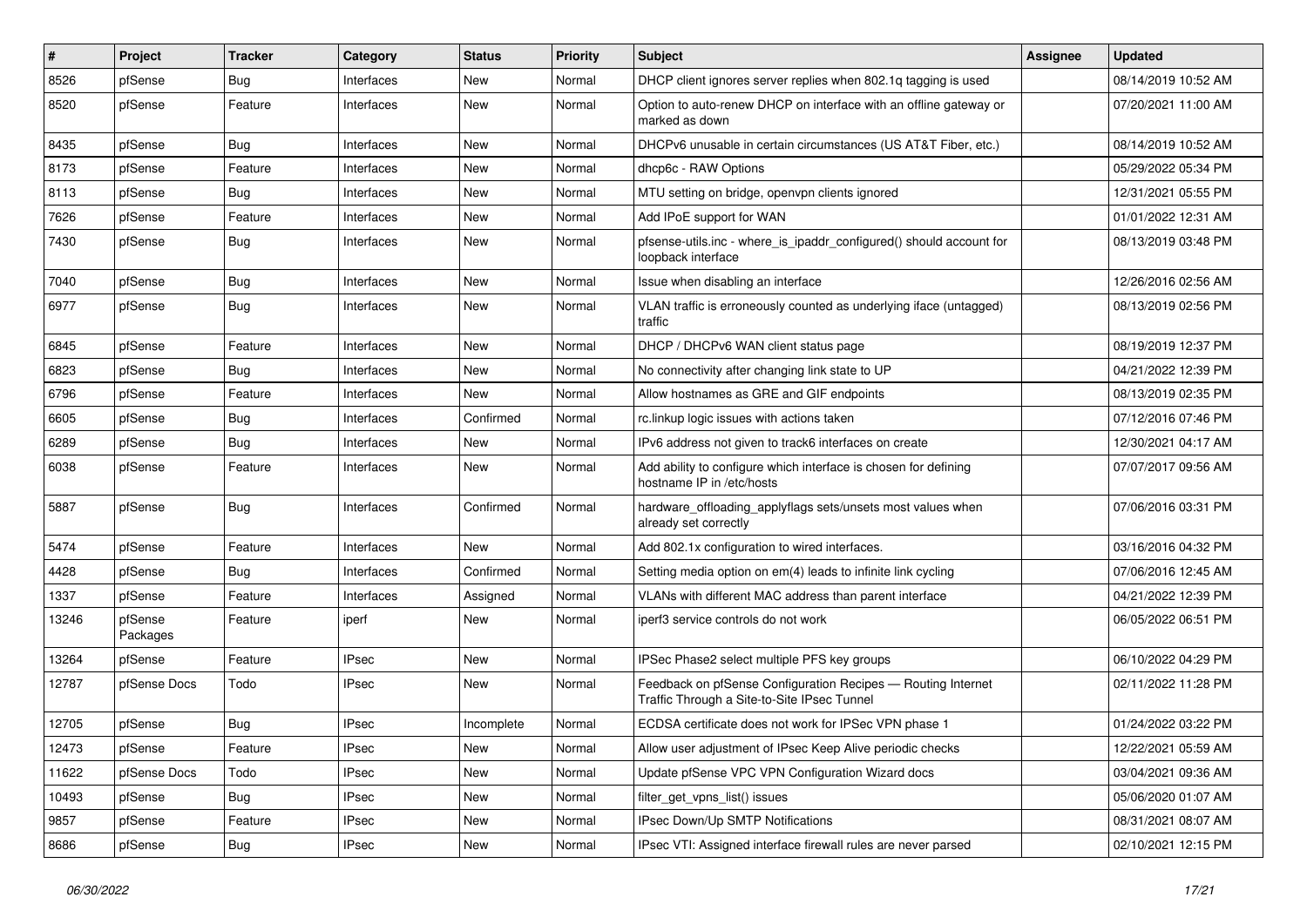| # | Project | Tracker | Category | Status | Priority | Subject | Assignee | Updated |
|---|---|---|---|---|---|---|---|---|
| 8526 | pfSense | Bug | Interfaces | New | Normal | DHCP client ignores server replies when 802.1q tagging is used | | 08/14/2019 10:52 AM |
| 8520 | pfSense | Feature | Interfaces | New | Normal | Option to auto-renew DHCP on interface with an offline gateway or marked as down | | 07/20/2021 11:00 AM |
| 8435 | pfSense | Bug | Interfaces | New | Normal | DHCPv6 unusable in certain circumstances (US AT&T Fiber, etc.) | | 08/14/2019 10:52 AM |
| 8173 | pfSense | Feature | Interfaces | New | Normal | dhcp6c - RAW Options | | 05/29/2022 05:34 PM |
| 8113 | pfSense | Bug | Interfaces | New | Normal | MTU setting on bridge, openvpn clients ignored | | 12/31/2021 05:55 PM |
| 7626 | pfSense | Feature | Interfaces | New | Normal | Add IPoE support for WAN | | 01/01/2022 12:31 AM |
| 7430 | pfSense | Bug | Interfaces | New | Normal | pfsense-utils.inc - where_is_ipaddr_configured() should account for loopback interface | | 08/13/2019 03:48 PM |
| 7040 | pfSense | Bug | Interfaces | New | Normal | Issue when disabling an interface | | 12/26/2016 02:56 AM |
| 6977 | pfSense | Bug | Interfaces | New | Normal | VLAN traffic is erroneously counted as underlying iface (untagged) traffic | | 08/13/2019 02:56 PM |
| 6845 | pfSense | Feature | Interfaces | New | Normal | DHCP / DHCPv6 WAN client status page | | 08/19/2019 12:37 PM |
| 6823 | pfSense | Bug | Interfaces | New | Normal | No connectivity after changing link state to UP | | 04/21/2022 12:39 PM |
| 6796 | pfSense | Feature | Interfaces | New | Normal | Allow hostnames as GRE and GIF endpoints | | 08/13/2019 02:35 PM |
| 6605 | pfSense | Bug | Interfaces | Confirmed | Normal | rc.linkup logic issues with actions taken | | 07/12/2016 07:46 PM |
| 6289 | pfSense | Bug | Interfaces | New | Normal | IPv6 address not given to track6 interfaces on create | | 12/30/2021 04:17 AM |
| 6038 | pfSense | Feature | Interfaces | New | Normal | Add ability to configure which interface is chosen for defining hostname IP in /etc/hosts | | 07/07/2017 09:56 AM |
| 5887 | pfSense | Bug | Interfaces | Confirmed | Normal | hardware_offloading_applyflags sets/unsets most values when already set correctly | | 07/06/2016 03:31 PM |
| 5474 | pfSense | Feature | Interfaces | New | Normal | Add 802.1x configuration to wired interfaces. | | 03/16/2016 04:32 PM |
| 4428 | pfSense | Bug | Interfaces | Confirmed | Normal | Setting media option on em(4) leads to infinite link cycling | | 07/06/2016 12:45 AM |
| 1337 | pfSense | Feature | Interfaces | Assigned | Normal | VLANs with different MAC address than parent interface | | 04/21/2022 12:39 PM |
| 13246 | pfSense Packages | Feature | iperf | New | Normal | iperf3 service controls do not work | | 06/05/2022 06:51 PM |
| 13264 | pfSense | Feature | IPsec | New | Normal | IPSec Phase2 select multiple PFS key groups | | 06/10/2022 04:29 PM |
| 12787 | pfSense Docs | Todo | IPsec | New | Normal | Feedback on pfSense Configuration Recipes — Routing Internet Traffic Through a Site-to-Site IPsec Tunnel | | 02/11/2022 11:28 PM |
| 12705 | pfSense | Bug | IPsec | Incomplete | Normal | ECDSA certificate does not work for IPSec VPN phase 1 | | 01/24/2022 03:22 PM |
| 12473 | pfSense | Feature | IPsec | New | Normal | Allow user adjustment of IPsec Keep Alive periodic checks | | 12/22/2021 05:59 AM |
| 11622 | pfSense Docs | Todo | IPsec | New | Normal | Update pfSense VPC VPN Configuration Wizard docs | | 03/04/2021 09:36 AM |
| 10493 | pfSense | Bug | IPsec | New | Normal | filter_get_vpns_list() issues | | 05/06/2020 01:07 AM |
| 9857 | pfSense | Feature | IPsec | New | Normal | IPsec Down/Up SMTP Notifications | | 08/31/2021 08:07 AM |
| 8686 | pfSense | Bug | IPsec | New | Normal | IPsec VTI: Assigned interface firewall rules are never parsed | | 02/10/2021 12:15 PM |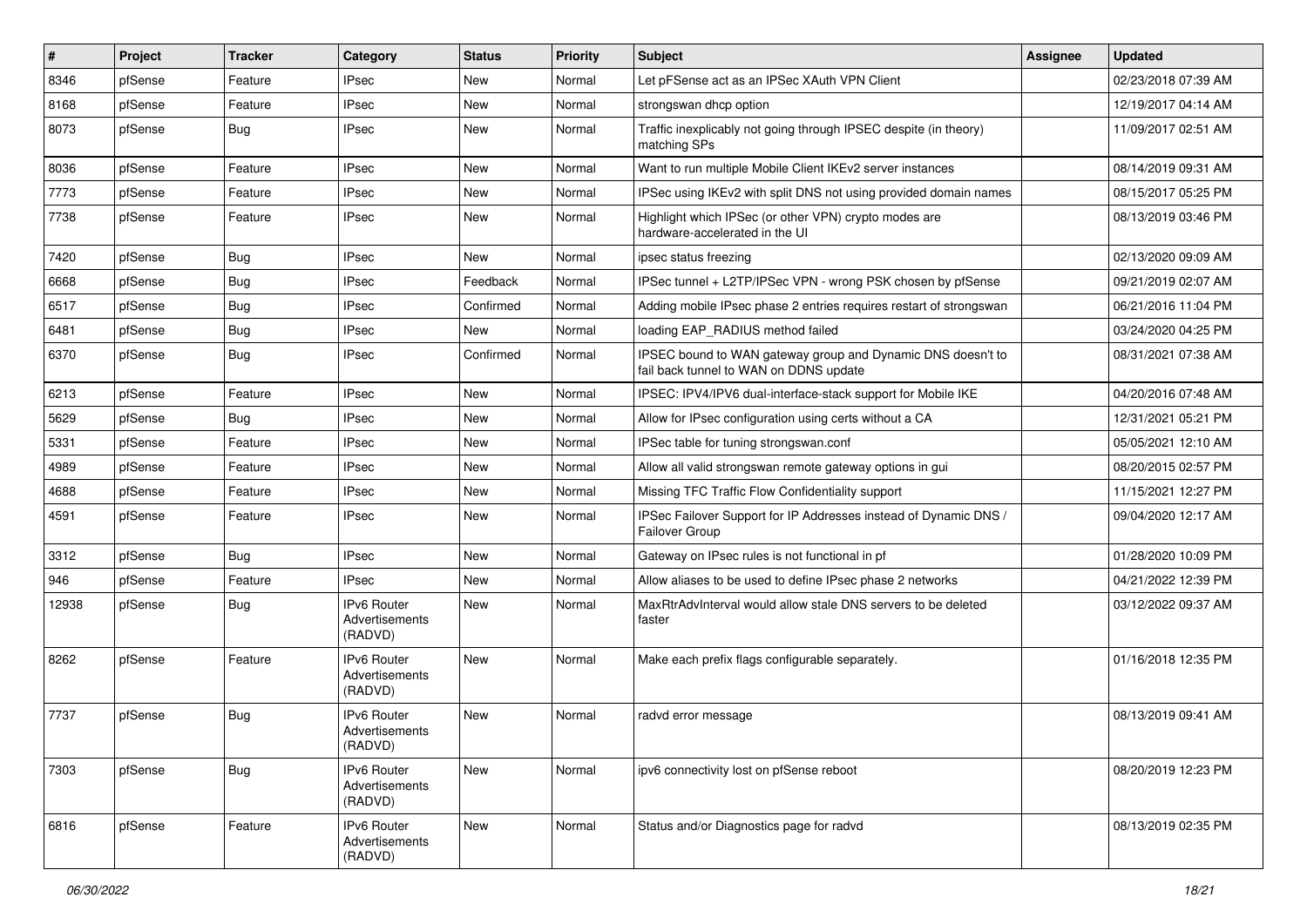| # | Project | Tracker | Category | Status | Priority | Subject | Assignee | Updated |
|---|---|---|---|---|---|---|---|---|
| 8346 | pfSense | Feature | IPsec | New | Normal | Let pFSense act as an IPSec XAuth VPN Client | | 02/23/2018 07:39 AM |
| 8168 | pfSense | Feature | IPsec | New | Normal | strongswan dhcp option | | 12/19/2017 04:14 AM |
| 8073 | pfSense | Bug | IPsec | New | Normal | Traffic inexplicably not going through IPSEC despite (in theory) matching SPs | | 11/09/2017 02:51 AM |
| 8036 | pfSense | Feature | IPsec | New | Normal | Want to run multiple Mobile Client IKEv2 server instances | | 08/14/2019 09:31 AM |
| 7773 | pfSense | Feature | IPsec | New | Normal | IPSec using IKEv2 with split DNS not using provided domain names | | 08/15/2017 05:25 PM |
| 7738 | pfSense | Feature | IPsec | New | Normal | Highlight which IPSec (or other VPN) crypto modes are hardware-accelerated in the UI | | 08/13/2019 03:46 PM |
| 7420 | pfSense | Bug | IPsec | New | Normal | ipsec status freezing | | 02/13/2020 09:09 AM |
| 6668 | pfSense | Bug | IPsec | Feedback | Normal | IPSec tunnel + L2TP/IPSec VPN - wrong PSK chosen by pfSense | | 09/21/2019 02:07 AM |
| 6517 | pfSense | Bug | IPsec | Confirmed | Normal | Adding mobile IPsec phase 2 entries requires restart of strongswan | | 06/21/2016 11:04 PM |
| 6481 | pfSense | Bug | IPsec | New | Normal | loading EAP_RADIUS method failed | | 03/24/2020 04:25 PM |
| 6370 | pfSense | Bug | IPsec | Confirmed | Normal | IPSEC bound to WAN gateway group and Dynamic DNS doesn't to fail back tunnel to WAN on DDNS update | | 08/31/2021 07:38 AM |
| 6213 | pfSense | Feature | IPsec | New | Normal | IPSEC: IPV4/IPV6 dual-interface-stack support for Mobile IKE | | 04/20/2016 07:48 AM |
| 5629 | pfSense | Bug | IPsec | New | Normal | Allow for IPsec configuration using certs without a CA | | 12/31/2021 05:21 PM |
| 5331 | pfSense | Feature | IPsec | New | Normal | IPSec table for tuning strongswan.conf | | 05/05/2021 12:10 AM |
| 4989 | pfSense | Feature | IPsec | New | Normal | Allow all valid strongswan remote gateway options in gui | | 08/20/2015 02:57 PM |
| 4688 | pfSense | Feature | IPsec | New | Normal | Missing TFC Traffic Flow Confidentiality support | | 11/15/2021 12:27 PM |
| 4591 | pfSense | Feature | IPsec | New | Normal | IPSec Failover Support for IP Addresses instead of Dynamic DNS / Failover Group | | 09/04/2020 12:17 AM |
| 3312 | pfSense | Bug | IPsec | New | Normal | Gateway on IPsec rules is not functional in pf | | 01/28/2020 10:09 PM |
| 946 | pfSense | Feature | IPsec | New | Normal | Allow aliases to be used to define IPsec phase 2 networks | | 04/21/2022 12:39 PM |
| 12938 | pfSense | Bug | IPv6 Router Advertisements (RADVD) | New | Normal | MaxRtrAdvInterval would allow stale DNS servers to be deleted faster | | 03/12/2022 09:37 AM |
| 8262 | pfSense | Feature | IPv6 Router Advertisements (RADVD) | New | Normal | Make each prefix flags configurable separately. | | 01/16/2018 12:35 PM |
| 7737 | pfSense | Bug | IPv6 Router Advertisements (RADVD) | New | Normal | radvd error message | | 08/13/2019 09:41 AM |
| 7303 | pfSense | Bug | IPv6 Router Advertisements (RADVD) | New | Normal | ipv6 connectivity lost on pfSense reboot | | 08/20/2019 12:23 PM |
| 6816 | pfSense | Feature | IPv6 Router Advertisements (RADVD) | New | Normal | Status and/or Diagnostics page for radvd | | 08/13/2019 02:35 PM |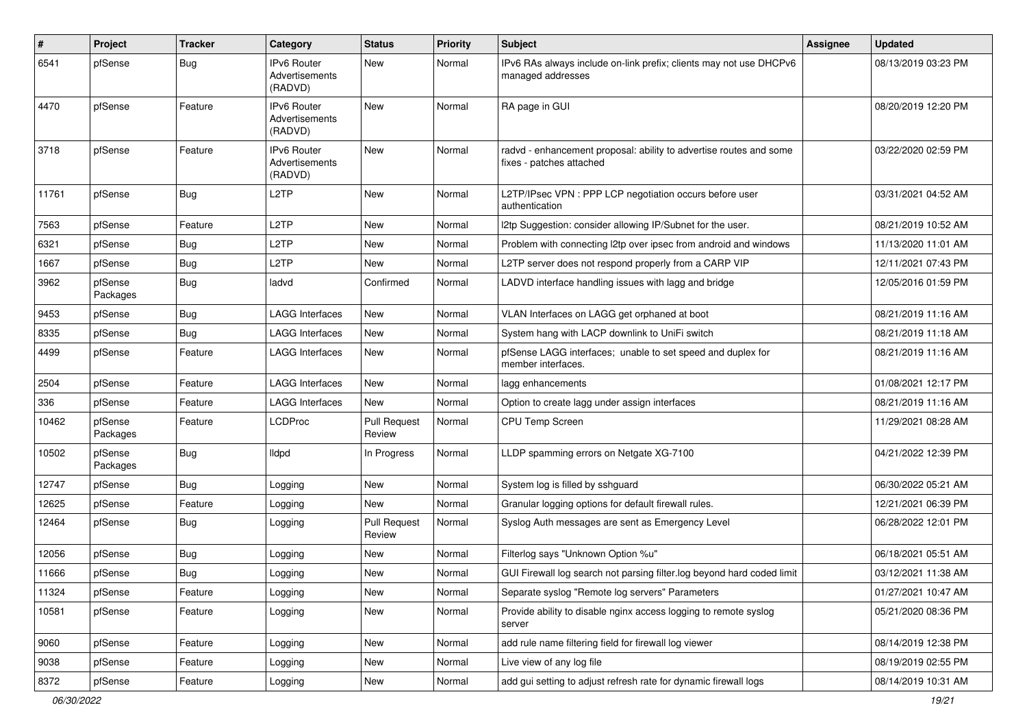| # | Project | Tracker | Category | Status | Priority | Subject | Assignee | Updated |
|---|---|---|---|---|---|---|---|---|
| 6541 | pfSense | Bug | IPv6 Router Advertisements (RADVD) | New | Normal | IPv6 RAs always include on-link prefix; clients may not use DHCPv6 managed addresses | | 08/13/2019 03:23 PM |
| 4470 | pfSense | Feature | IPv6 Router Advertisements (RADVD) | New | Normal | RA page in GUI | | 08/20/2019 12:20 PM |
| 3718 | pfSense | Feature | IPv6 Router Advertisements (RADVD) | New | Normal | radvd - enhancement proposal: ability to advertise routes and some fixes - patches attached | | 03/22/2020 02:59 PM |
| 11761 | pfSense | Bug | L2TP | New | Normal | L2TP/IPsec VPN : PPP LCP negotiation occurs before user authentication | | 03/31/2021 04:52 AM |
| 7563 | pfSense | Feature | L2TP | New | Normal | l2tp Suggestion: consider allowing IP/Subnet for the user. | | 08/21/2019 10:52 AM |
| 6321 | pfSense | Bug | L2TP | New | Normal | Problem with connecting l2tp over ipsec from android and windows | | 11/13/2020 11:01 AM |
| 1667 | pfSense | Bug | L2TP | New | Normal | L2TP server does not respond properly from a CARP VIP | | 12/11/2021 07:43 PM |
| 3962 | pfSense Packages | Bug | ladvd | Confirmed | Normal | LADVD interface handling issues with lagg and bridge | | 12/05/2016 01:59 PM |
| 9453 | pfSense | Bug | LAGG Interfaces | New | Normal | VLAN Interfaces on LAGG get orphaned at boot | | 08/21/2019 11:16 AM |
| 8335 | pfSense | Bug | LAGG Interfaces | New | Normal | System hang with LACP downlink to UniFi switch | | 08/21/2019 11:18 AM |
| 4499 | pfSense | Feature | LAGG Interfaces | New | Normal | pfSense LAGG interfaces; unable to set speed and duplex for member interfaces. | | 08/21/2019 11:16 AM |
| 2504 | pfSense | Feature | LAGG Interfaces | New | Normal | lagg enhancements | | 01/08/2021 12:17 PM |
| 336 | pfSense | Feature | LAGG Interfaces | New | Normal | Option to create lagg under assign interfaces | | 08/21/2019 11:16 AM |
| 10462 | pfSense Packages | Feature | LCDProc | Pull Request Review | Normal | CPU Temp Screen | | 11/29/2021 08:28 AM |
| 10502 | pfSense Packages | Bug | lldpd | In Progress | Normal | LLDP spamming errors on Netgate XG-7100 | | 04/21/2022 12:39 PM |
| 12747 | pfSense | Bug | Logging | New | Normal | System log is filled by sshguard | | 06/30/2022 05:21 AM |
| 12625 | pfSense | Feature | Logging | New | Normal | Granular logging options for default firewall rules. | | 12/21/2021 06:39 PM |
| 12464 | pfSense | Bug | Logging | Pull Request Review | Normal | Syslog Auth messages are sent as Emergency Level | | 06/28/2022 12:01 PM |
| 12056 | pfSense | Bug | Logging | New | Normal | Filterlog says "Unknown Option %u" | | 06/18/2021 05:51 AM |
| 11666 | pfSense | Bug | Logging | New | Normal | GUI Firewall log search not parsing filter.log beyond hard coded limit | | 03/12/2021 11:38 AM |
| 11324 | pfSense | Feature | Logging | New | Normal | Separate syslog "Remote log servers" Parameters | | 01/27/2021 10:47 AM |
| 10581 | pfSense | Feature | Logging | New | Normal | Provide ability to disable nginx access logging to remote syslog server | | 05/21/2020 08:36 PM |
| 9060 | pfSense | Feature | Logging | New | Normal | add rule name filtering field for firewall log viewer | | 08/14/2019 12:38 PM |
| 9038 | pfSense | Feature | Logging | New | Normal | Live view of any log file | | 08/19/2019 02:55 PM |
| 8372 | pfSense | Feature | Logging | New | Normal | add gui setting to adjust refresh rate for dynamic firewall logs | | 08/14/2019 10:31 AM |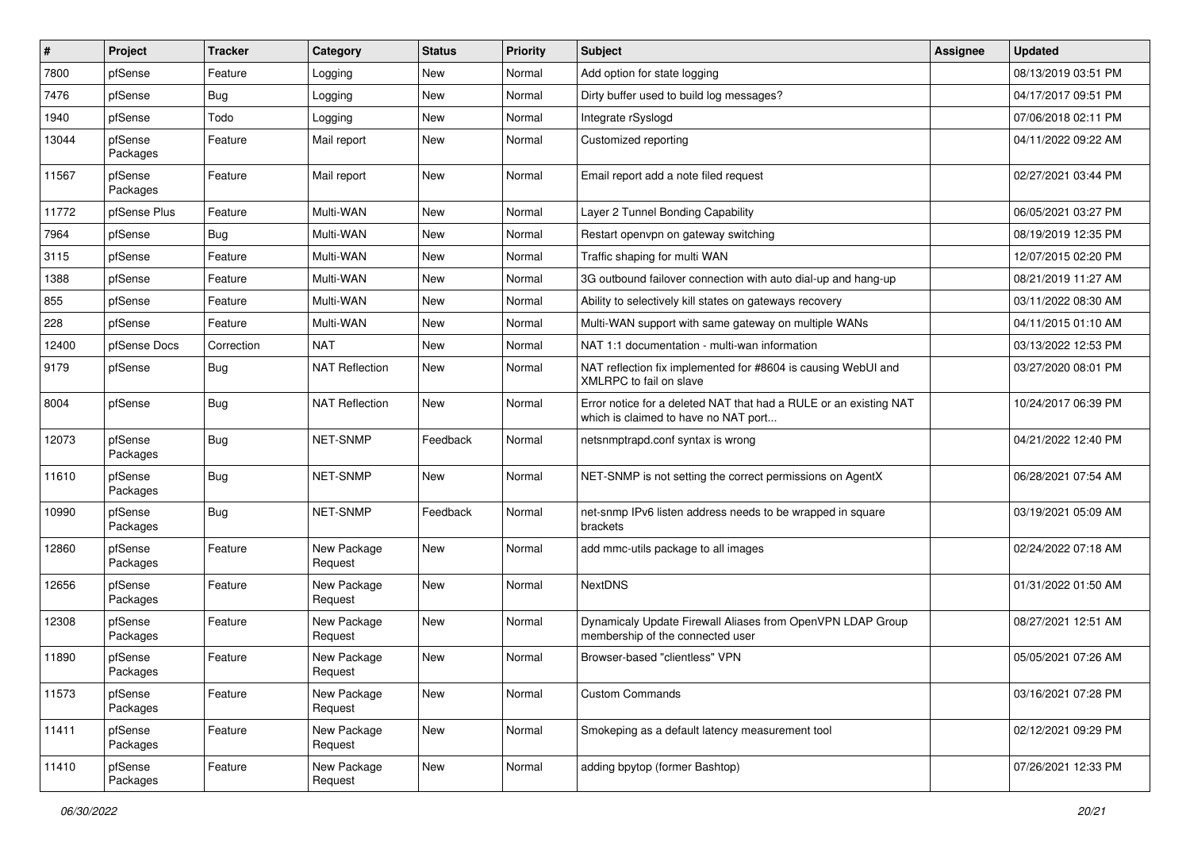| # | Project | Tracker | Category | Status | Priority | Subject | Assignee | Updated |
|---|---|---|---|---|---|---|---|---|
| 7800 | pfSense | Feature | Logging | New | Normal | Add option for state logging | | 08/13/2019 03:51 PM |
| 7476 | pfSense | Bug | Logging | New | Normal | Dirty buffer used to build log messages? | | 04/17/2017 09:51 PM |
| 1940 | pfSense | Todo | Logging | New | Normal | Integrate rSyslogd | | 07/06/2018 02:11 PM |
| 13044 | pfSense Packages | Feature | Mail report | New | Normal | Customized reporting | | 04/11/2022 09:22 AM |
| 11567 | pfSense Packages | Feature | Mail report | New | Normal | Email report add a note filed request | | 02/27/2021 03:44 PM |
| 11772 | pfSense Plus | Feature | Multi-WAN | New | Normal | Layer 2 Tunnel Bonding Capability | | 06/05/2021 03:27 PM |
| 7964 | pfSense | Bug | Multi-WAN | New | Normal | Restart openvpn on gateway switching | | 08/19/2019 12:35 PM |
| 3115 | pfSense | Feature | Multi-WAN | New | Normal | Traffic shaping for multi WAN | | 12/07/2015 02:20 PM |
| 1388 | pfSense | Feature | Multi-WAN | New | Normal | 3G outbound failover connection with auto dial-up and hang-up | | 08/21/2019 11:27 AM |
| 855 | pfSense | Feature | Multi-WAN | New | Normal | Ability to selectively kill states on gateways recovery | | 03/11/2022 08:30 AM |
| 228 | pfSense | Feature | Multi-WAN | New | Normal | Multi-WAN support with same gateway on multiple WANs | | 04/11/2015 01:10 AM |
| 12400 | pfSense Docs | Correction | NAT | New | Normal | NAT 1:1 documentation - multi-wan information | | 03/13/2022 12:53 PM |
| 9179 | pfSense | Bug | NAT Reflection | New | Normal | NAT reflection fix implemented for #8604 is causing WebUI and XMLRPC to fail on slave | | 03/27/2020 08:01 PM |
| 8004 | pfSense | Bug | NAT Reflection | New | Normal | Error notice for a deleted NAT that had a RULE or an existing NAT which is claimed to have no NAT port... | | 10/24/2017 06:39 PM |
| 12073 | pfSense Packages | Bug | NET-SNMP | Feedback | Normal | netsnmptrapd.conf syntax is wrong | | 04/21/2022 12:40 PM |
| 11610 | pfSense Packages | Bug | NET-SNMP | New | Normal | NET-SNMP is not setting the correct permissions on AgentX | | 06/28/2021 07:54 AM |
| 10990 | pfSense Packages | Bug | NET-SNMP | Feedback | Normal | net-snmp IPv6 listen address needs to be wrapped in square brackets | | 03/19/2021 05:09 AM |
| 12860 | pfSense Packages | Feature | New Package Request | New | Normal | add mmc-utils package to all images | | 02/24/2022 07:18 AM |
| 12656 | pfSense Packages | Feature | New Package Request | New | Normal | NextDNS | | 01/31/2022 01:50 AM |
| 12308 | pfSense Packages | Feature | New Package Request | New | Normal | Dynamicaly Update Firewall Aliases from OpenVPN LDAP Group membership of the connected user | | 08/27/2021 12:51 AM |
| 11890 | pfSense Packages | Feature | New Package Request | New | Normal | Browser-based "clientless" VPN | | 05/05/2021 07:26 AM |
| 11573 | pfSense Packages | Feature | New Package Request | New | Normal | Custom Commands | | 03/16/2021 07:28 PM |
| 11411 | pfSense Packages | Feature | New Package Request | New | Normal | Smokeping as a default latency measurement tool | | 02/12/2021 09:29 PM |
| 11410 | pfSense Packages | Feature | New Package Request | New | Normal | adding bpytop (former Bashtop) | | 07/26/2021 12:33 PM |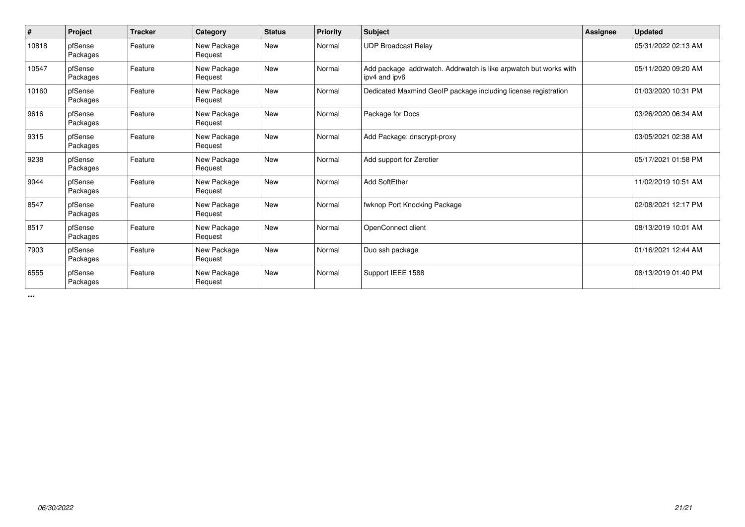| # | Project | Tracker | Category | Status | Priority | Subject | Assignee | Updated |
|---|---|---|---|---|---|---|---|---|
| 10818 | pfSense Packages | Feature | New Package Request | New | Normal | UDP Broadcast Relay | | 05/31/2022 02:13 AM |
| 10547 | pfSense Packages | Feature | New Package Request | New | Normal | Add package addrwatch. Addrwatch is like arpwatch but works with ipv4 and ipv6 | | 05/11/2020 09:20 AM |
| 10160 | pfSense Packages | Feature | New Package Request | New | Normal | Dedicated Maxmind GeoIP package including license registration | | 01/03/2020 10:31 PM |
| 9616 | pfSense Packages | Feature | New Package Request | New | Normal | Package for Docs | | 03/26/2020 06:34 AM |
| 9315 | pfSense Packages | Feature | New Package Request | New | Normal | Add Package: dnscrypt-proxy | | 03/05/2021 02:38 AM |
| 9238 | pfSense Packages | Feature | New Package Request | New | Normal | Add support for Zerotier | | 05/17/2021 01:58 PM |
| 9044 | pfSense Packages | Feature | New Package Request | New | Normal | Add SoftEther | | 11/02/2019 10:51 AM |
| 8547 | pfSense Packages | Feature | New Package Request | New | Normal | fwknop Port Knocking Package | | 02/08/2021 12:17 PM |
| 8517 | pfSense Packages | Feature | New Package Request | New | Normal | OpenConnect client | | 08/13/2019 10:01 AM |
| 7903 | pfSense Packages | Feature | New Package Request | New | Normal | Duo ssh package | | 01/16/2021 12:44 AM |
| 6555 | pfSense Packages | Feature | New Package Request | New | Normal | Support IEEE 1588 | | 08/13/2019 01:40 PM |

...